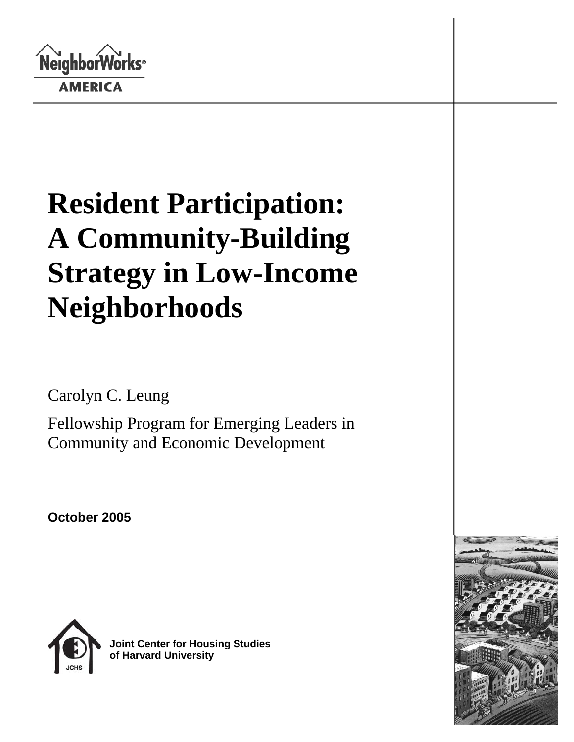NeighborWorks® AMERICA

# Resident Participation: A Community-Building Strategy in Low-Income Neighborhoods

Carolyn C. Leung

Fellowship Program for Emerging Leaders in Community and Economic Development

**October 2005**

**Joint Center for Housing Studies of Harvard University**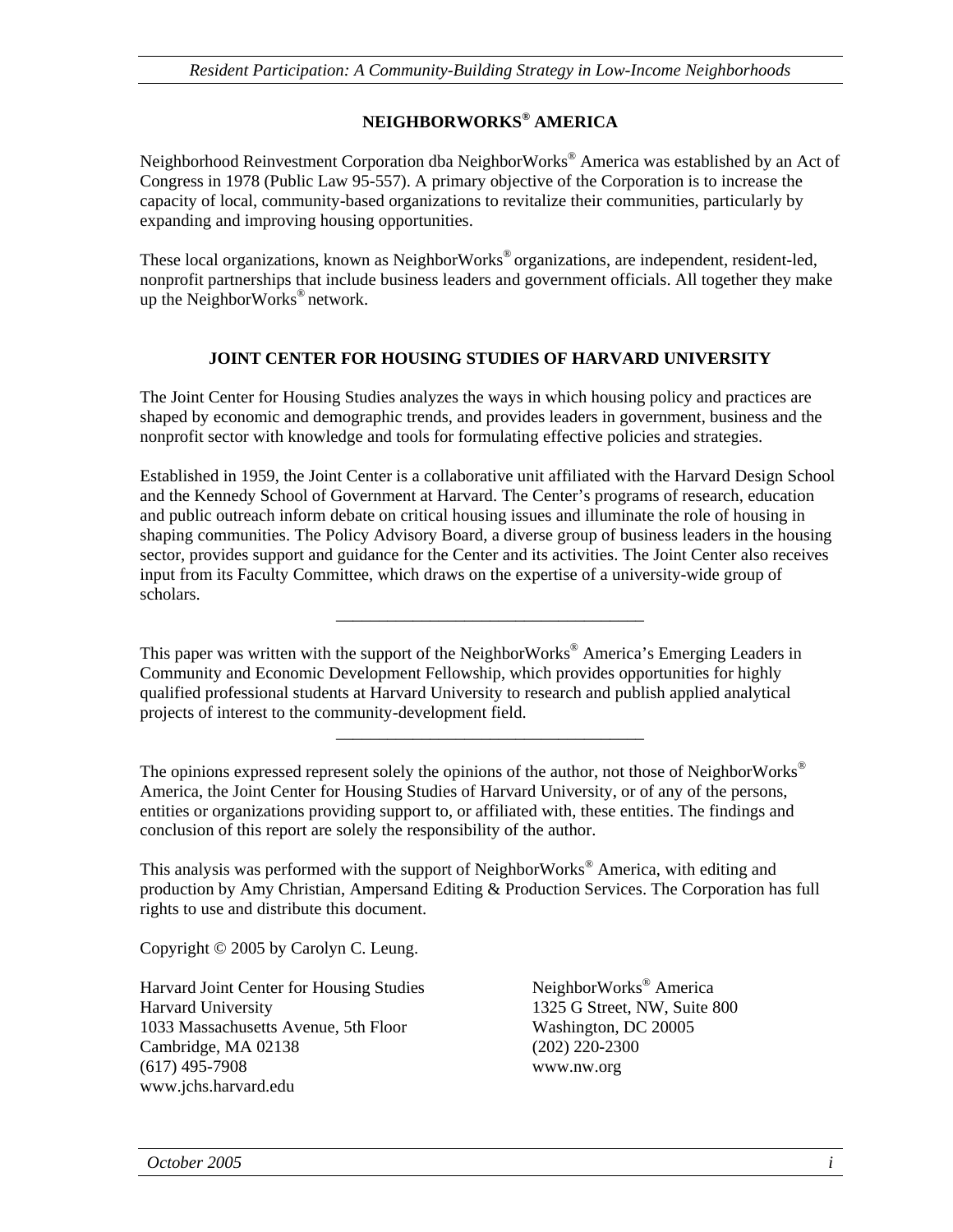## NEIGHBORWORKS® AMERICA

Neighborhood Reinvestment Corporation dba NeighborWorks® America was established by an Act of Congress in 1978 (Public Law 95-557). A primary objective of the Corporation is to increase the capacity of local, community-based organizations to revitalize their communities, particularly by expanding and improving housing opportunities.

These local organizations, known as NeighborWorks® organizations, are independent, resident-led, nonprofit partnerships that include business leaders and government officials. All together they make up the NeighborWorks® network.

## JOINT CENTER FOR HOUSING STUDIES OF HARVARD UNIVERSITY

The Joint Center for Housing Studies analyzes the ways in which housing policy and practices are shaped by economic and demographic trends, and provides leaders in government, business and the nonprofit sector with knowledge and tools for formulating effective policies and strategies.

Established in 1959, the Joint Center is a collaborative unit affiliated with the Harvard Design School and the Kennedy School of Government at Harvard. The Center's programs of research, education and public outreach inform debate on critical housing issues and illuminate the role of housing in shaping communities. The Policy Advisory Board, a diverse group of business leaders in the housing sector, provides support and guidance for the Center and its activities. The Joint Center also receives input from its Faculty Committee, which draws on the expertise of a university-wide group of scholars.

---

This paper was written with the support of the NeighborWorks® America's Emerging Leaders in Community and Economic Development Fellowship, which provides opportunities for highly qualified professional students at Harvard University to research and publish applied analytical projects of interest to the community-development field.

---

The opinions expressed represent solely the opinions of the author, not those of NeighborWorks® America, the Joint Center for Housing Studies of Harvard University, or of any of the persons, entities or organizations providing support to, or affiliated with, these entities. The findings and conclusion of this report are solely the responsibility of the author.

This analysis was performed with the support of NeighborWorks® America, with editing and production by Amy Christian, Ampersand Editing & Production Services. The Corporation has full rights to use and distribute this document.

Copyright © 2005 by Carolyn C. Leung.

Harvard Joint Center for Housing Studies
Harvard University
1033 Massachusetts Avenue, 5th Floor
Cambridge, MA 02138
(617) 495-7908
www.jchs.harvard.edu

NeighborWorks® America
1325 G Street, NW, Suite 800
Washington, DC 20005
(202) 220-2300
www.nw.org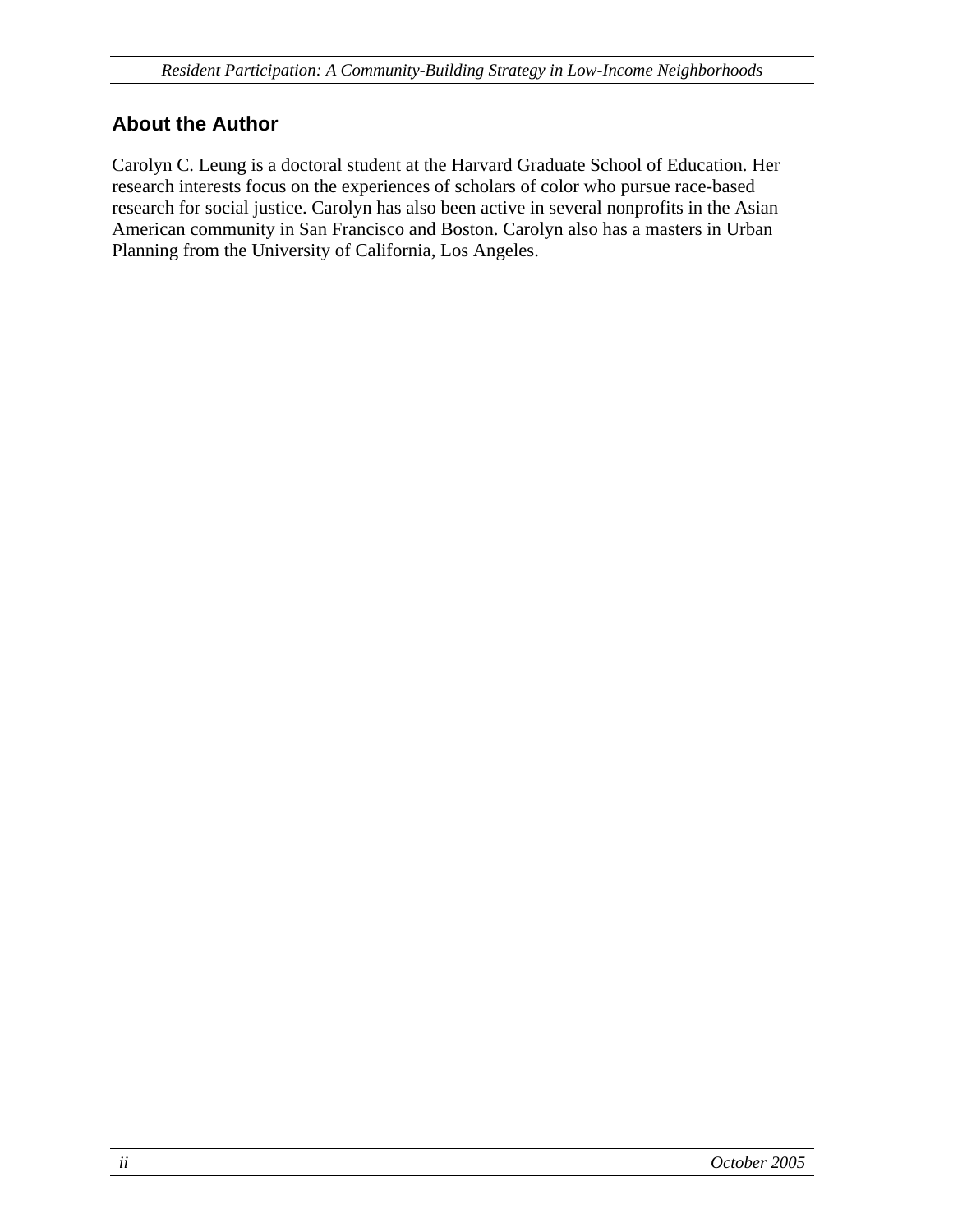## About the Author

Carolyn C. Leung is a doctoral student at the Harvard Graduate School of Education. Her research interests focus on the experiences of scholars of color who pursue race-based research for social justice. Carolyn has also been active in several nonprofits in the Asian American community in San Francisco and Boston. Carolyn also has a masters in Urban Planning from the University of California, Los Angeles.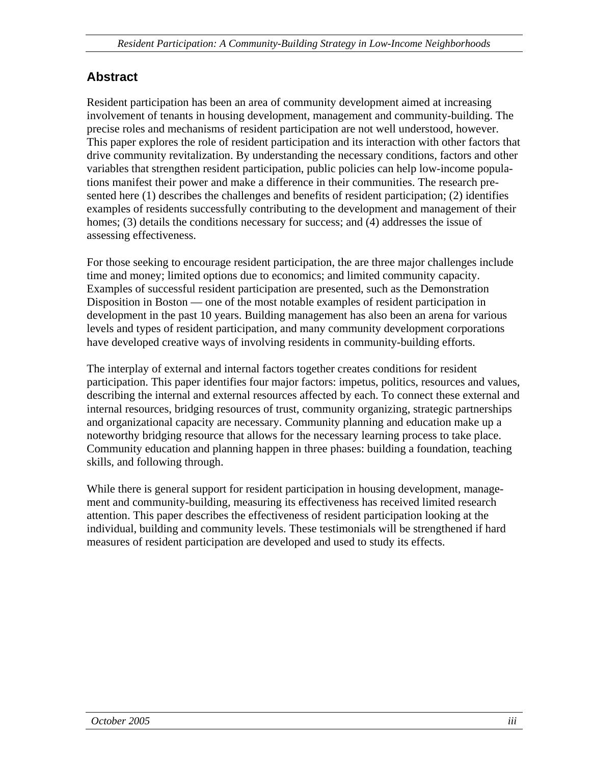## Abstract

Resident participation has been an area of community development aimed at increasing involvement of tenants in housing development, management and community-building. The precise roles and mechanisms of resident participation are not well understood, however. This paper explores the role of resident participation and its interaction with other factors that drive community revitalization. By understanding the necessary conditions, factors and other variables that strengthen resident participation, public policies can help low-income populations manifest their power and make a difference in their communities. The research presented here (1) describes the challenges and benefits of resident participation; (2) identifies examples of residents successfully contributing to the development and management of their homes; (3) details the conditions necessary for success; and (4) addresses the issue of assessing effectiveness.

For those seeking to encourage resident participation, the are three major challenges include time and money; limited options due to economics; and limited community capacity. Examples of successful resident participation are presented, such as the Demonstration Disposition in Boston — one of the most notable examples of resident participation in development in the past 10 years. Building management has also been an arena for various levels and types of resident participation, and many community development corporations have developed creative ways of involving residents in community-building efforts.

The interplay of external and internal factors together creates conditions for resident participation. This paper identifies four major factors: impetus, politics, resources and values, describing the internal and external resources affected by each. To connect these external and internal resources, bridging resources of trust, community organizing, strategic partnerships and organizational capacity are necessary. Community planning and education make up a noteworthy bridging resource that allows for the necessary learning process to take place. Community education and planning happen in three phases: building a foundation, teaching skills, and following through.

While there is general support for resident participation in housing development, management and community-building, measuring its effectiveness has received limited research attention. This paper describes the effectiveness of resident participation looking at the individual, building and community levels. These testimonials will be strengthened if hard measures of resident participation are developed and used to study its effects.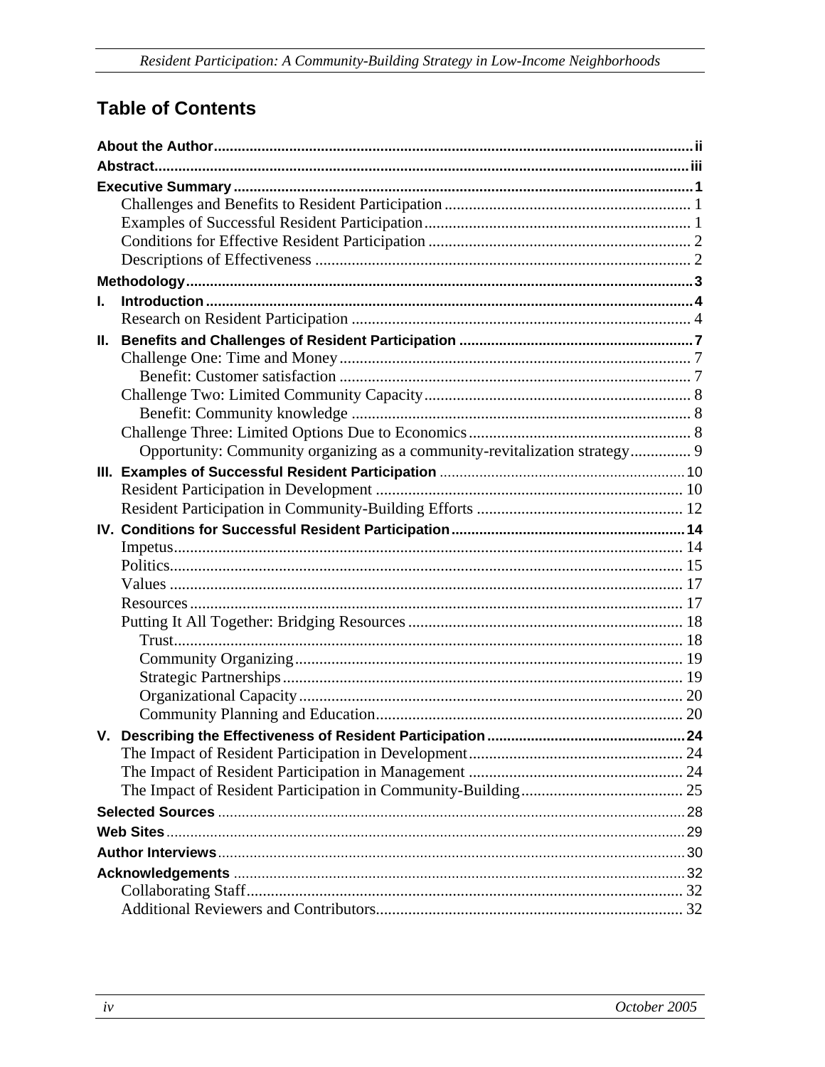# Table of Contents

**About the Author** ii

**Abstract** iii

**Executive Summary** 1

- Challenges and Benefits to Resident Participation 1
- Examples of Successful Resident Participation 1
- Conditions for Effective Resident Participation 2
- Descriptions of Effectiveness 2

**Methodology** 3

**I. Introduction** 4

- Research on Resident Participation 4

**II. Benefits and Challenges of Resident Participation** 7

- Challenge One: Time and Money 7
  - Benefit: Customer satisfaction 7
- Challenge Two: Limited Community Capacity 8
  - Benefit: Community knowledge 8
- Challenge Three: Limited Options Due to Economics 8
  - Opportunity: Community organizing as a community-revitalization strategy 9

**III. Examples of Successful Resident Participation** 10

- Resident Participation in Development 10
- Resident Participation in Community-Building Efforts 12

**IV. Conditions for Successful Resident Participation** 14

- Impetus 14
- Politics 15
- Values 17
- Resources 17
- Putting It All Together: Bridging Resources 18
  - Trust 18
  - Community Organizing 19
  - Strategic Partnerships 19
  - Organizational Capacity 20
  - Community Planning and Education 20

**V. Describing the Effectiveness of Resident Participation** 24

- The Impact of Resident Participation in Development 24
- The Impact of Resident Participation in Management 24
- The Impact of Resident Participation in Community-Building 25

**Selected Sources** 28

**Web Sites** 29

**Author Interviews** 30

**Acknowledgements** 32

- Collaborating Staff 32
- Additional Reviewers and Contributors 32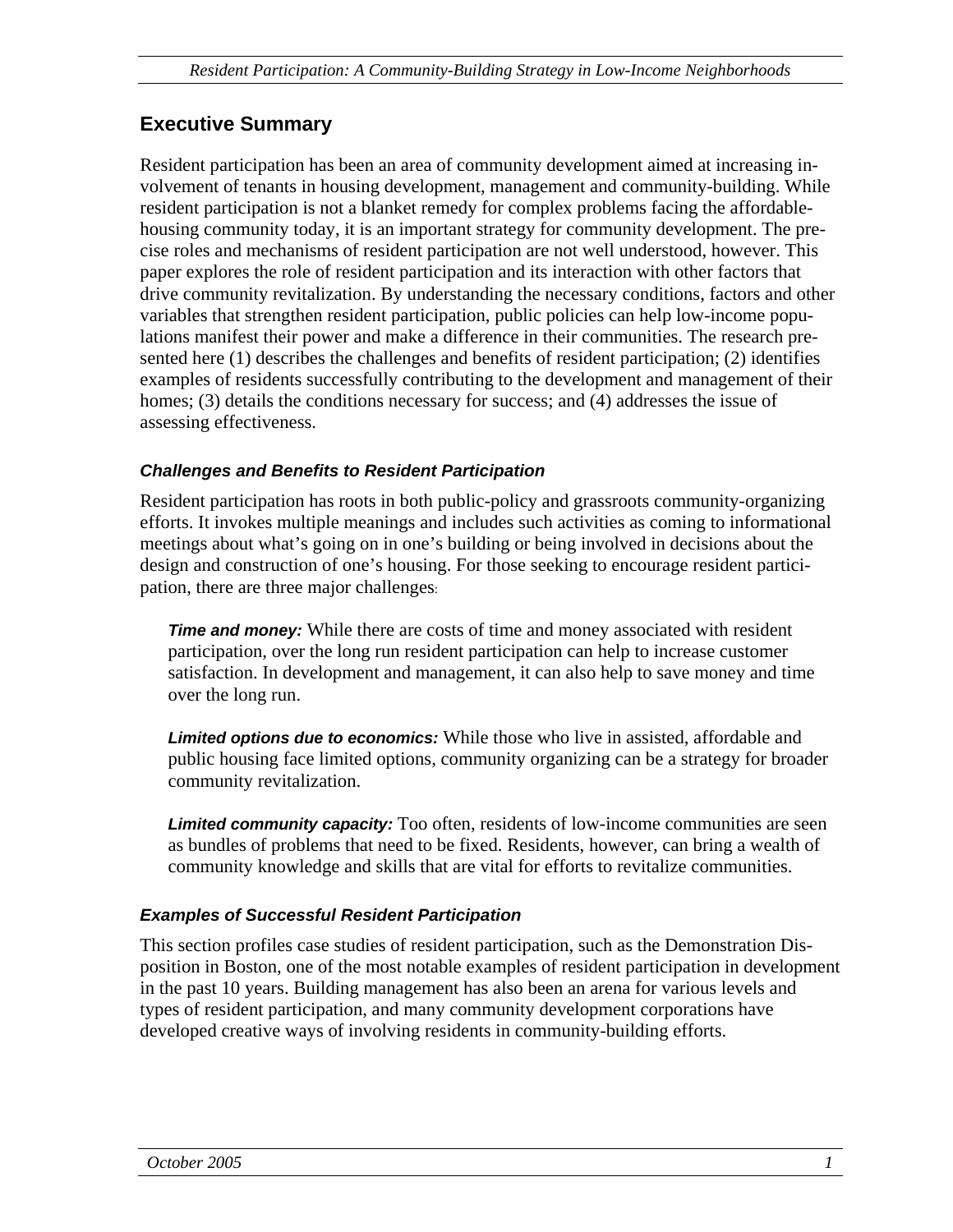## Executive Summary

Resident participation has been an area of community development aimed at increasing involvement of tenants in housing development, management and community-building. While resident participation is not a blanket remedy for complex problems facing the affordable-housing community today, it is an important strategy for community development. The precise roles and mechanisms of resident participation are not well understood, however. This paper explores the role of resident participation and its interaction with other factors that drive community revitalization. By understanding the necessary conditions, factors and other variables that strengthen resident participation, public policies can help low-income populations manifest their power and make a difference in their communities. The research presented here (1) describes the challenges and benefits of resident participation; (2) identifies examples of residents successfully contributing to the development and management of their homes; (3) details the conditions necessary for success; and (4) addresses the issue of assessing effectiveness.

### *Challenges and Benefits to Resident Participation*

Resident participation has roots in both public-policy and grassroots community-organizing efforts. It invokes multiple meanings and includes such activities as coming to informational meetings about what's going on in one's building or being involved in decisions about the design and construction of one's housing. For those seeking to encourage resident participation, there are three major challenges:

***Time and money:*** While there are costs of time and money associated with resident participation, over the long run resident participation can help to increase customer satisfaction. In development and management, it can also help to save money and time over the long run.

***Limited options due to economics:*** While those who live in assisted, affordable and public housing face limited options, community organizing can be a strategy for broader community revitalization.

***Limited community capacity:*** Too often, residents of low-income communities are seen as bundles of problems that need to be fixed. Residents, however, can bring a wealth of community knowledge and skills that are vital for efforts to revitalize communities.

### *Examples of Successful Resident Participation*

This section profiles case studies of resident participation, such as the Demonstration Disposition in Boston, one of the most notable examples of resident participation in development in the past 10 years. Building management has also been an arena for various levels and types of resident participation, and many community development corporations have developed creative ways of involving residents in community-building efforts.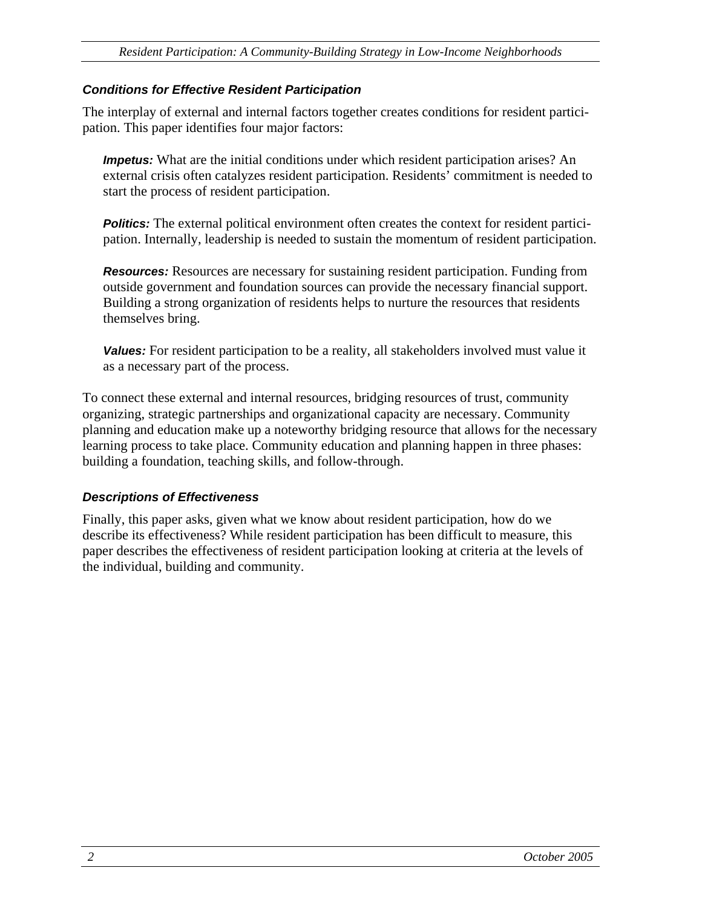### *Conditions for Effective Resident Participation*

The interplay of external and internal factors together creates conditions for resident participation. This paper identifies four major factors:

> ***Impetus:*** What are the initial conditions under which resident participation arises? An external crisis often catalyzes resident participation. Residents' commitment is needed to start the process of resident participation.
>
> ***Politics:*** The external political environment often creates the context for resident participation. Internally, leadership is needed to sustain the momentum of resident participation.
>
> ***Resources:*** Resources are necessary for sustaining resident participation. Funding from outside government and foundation sources can provide the necessary financial support. Building a strong organization of residents helps to nurture the resources that residents themselves bring.
>
> ***Values:*** For resident participation to be a reality, all stakeholders involved must value it as a necessary part of the process.

To connect these external and internal resources, bridging resources of trust, community organizing, strategic partnerships and organizational capacity are necessary. Community planning and education make up a noteworthy bridging resource that allows for the necessary learning process to take place. Community education and planning happen in three phases: building a foundation, teaching skills, and follow-through.

### *Descriptions of Effectiveness*

Finally, this paper asks, given what we know about resident participation, how do we describe its effectiveness? While resident participation has been difficult to measure, this paper describes the effectiveness of resident participation looking at criteria at the levels of the individual, building and community.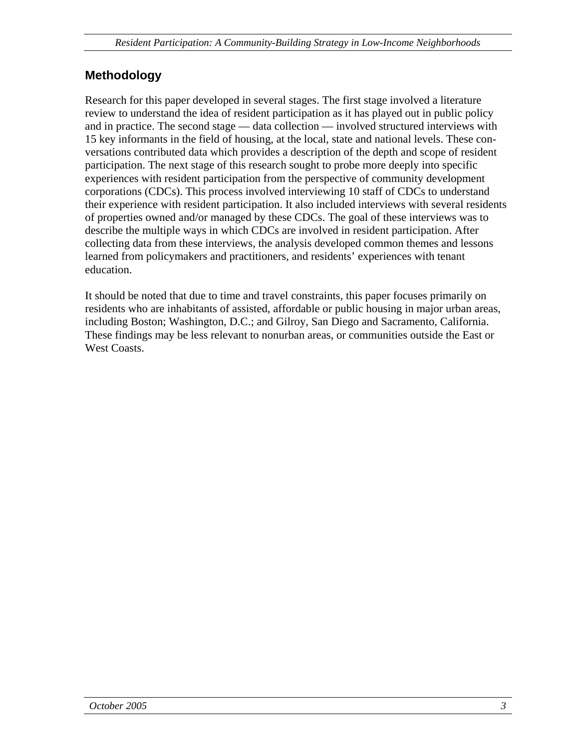## Methodology

Research for this paper developed in several stages. The first stage involved a literature review to understand the idea of resident participation as it has played out in public policy and in practice. The second stage — data collection — involved structured interviews with 15 key informants in the field of housing, at the local, state and national levels. These conversations contributed data which provides a description of the depth and scope of resident participation. The next stage of this research sought to probe more deeply into specific experiences with resident participation from the perspective of community development corporations (CDCs). This process involved interviewing 10 staff of CDCs to understand their experience with resident participation. It also included interviews with several residents of properties owned and/or managed by these CDCs. The goal of these interviews was to describe the multiple ways in which CDCs are involved in resident participation. After collecting data from these interviews, the analysis developed common themes and lessons learned from policymakers and practitioners, and residents' experiences with tenant education.

It should be noted that due to time and travel constraints, this paper focuses primarily on residents who are inhabitants of assisted, affordable or public housing in major urban areas, including Boston; Washington, D.C.; and Gilroy, San Diego and Sacramento, California. These findings may be less relevant to nonurban areas, or communities outside the East or West Coasts.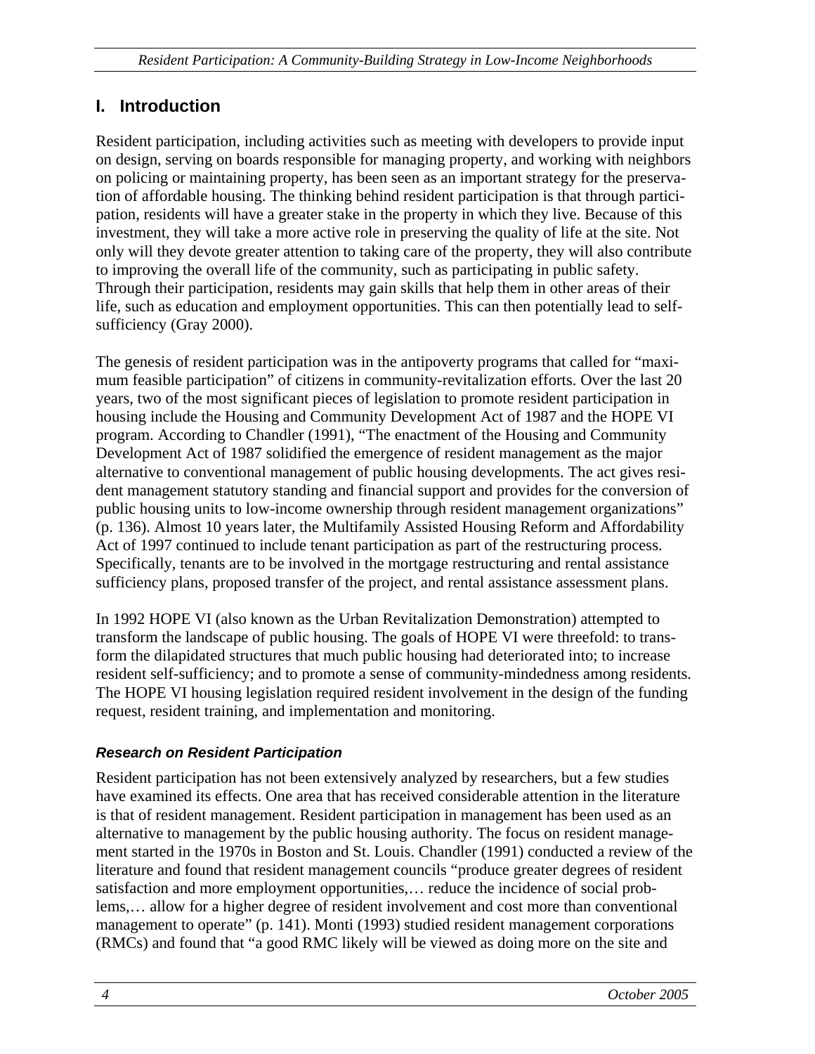## I. Introduction

Resident participation, including activities such as meeting with developers to provide input on design, serving on boards responsible for managing property, and working with neighbors on policing or maintaining property, has been seen as an important strategy for the preservation of affordable housing. The thinking behind resident participation is that through participation, residents will have a greater stake in the property in which they live. Because of this investment, they will take a more active role in preserving the quality of life at the site. Not only will they devote greater attention to taking care of the property, they will also contribute to improving the overall life of the community, such as participating in public safety. Through their participation, residents may gain skills that help them in other areas of their life, such as education and employment opportunities. This can then potentially lead to self-sufficiency (Gray 2000).

The genesis of resident participation was in the antipoverty programs that called for "maximum feasible participation" of citizens in community-revitalization efforts. Over the last 20 years, two of the most significant pieces of legislation to promote resident participation in housing include the Housing and Community Development Act of 1987 and the HOPE VI program. According to Chandler (1991), "The enactment of the Housing and Community Development Act of 1987 solidified the emergence of resident management as the major alternative to conventional management of public housing developments. The act gives resident management statutory standing and financial support and provides for the conversion of public housing units to low-income ownership through resident management organizations" (p. 136). Almost 10 years later, the Multifamily Assisted Housing Reform and Affordability Act of 1997 continued to include tenant participation as part of the restructuring process. Specifically, tenants are to be involved in the mortgage restructuring and rental assistance sufficiency plans, proposed transfer of the project, and rental assistance assessment plans.

In 1992 HOPE VI (also known as the Urban Revitalization Demonstration) attempted to transform the landscape of public housing. The goals of HOPE VI were threefold: to transform the dilapidated structures that much public housing had deteriorated into; to increase resident self-sufficiency; and to promote a sense of community-mindedness among residents. The HOPE VI housing legislation required resident involvement in the design of the funding request, resident training, and implementation and monitoring.

### *Research on Resident Participation*

Resident participation has not been extensively analyzed by researchers, but a few studies have examined its effects. One area that has received considerable attention in the literature is that of resident management. Resident participation in management has been used as an alternative to management by the public housing authority. The focus on resident management started in the 1970s in Boston and St. Louis. Chandler (1991) conducted a review of the literature and found that resident management councils "produce greater degrees of resident satisfaction and more employment opportunities,… reduce the incidence of social problems,… allow for a higher degree of resident involvement and cost more than conventional management to operate" (p. 141). Monti (1993) studied resident management corporations (RMCs) and found that "a good RMC likely will be viewed as doing more on the site and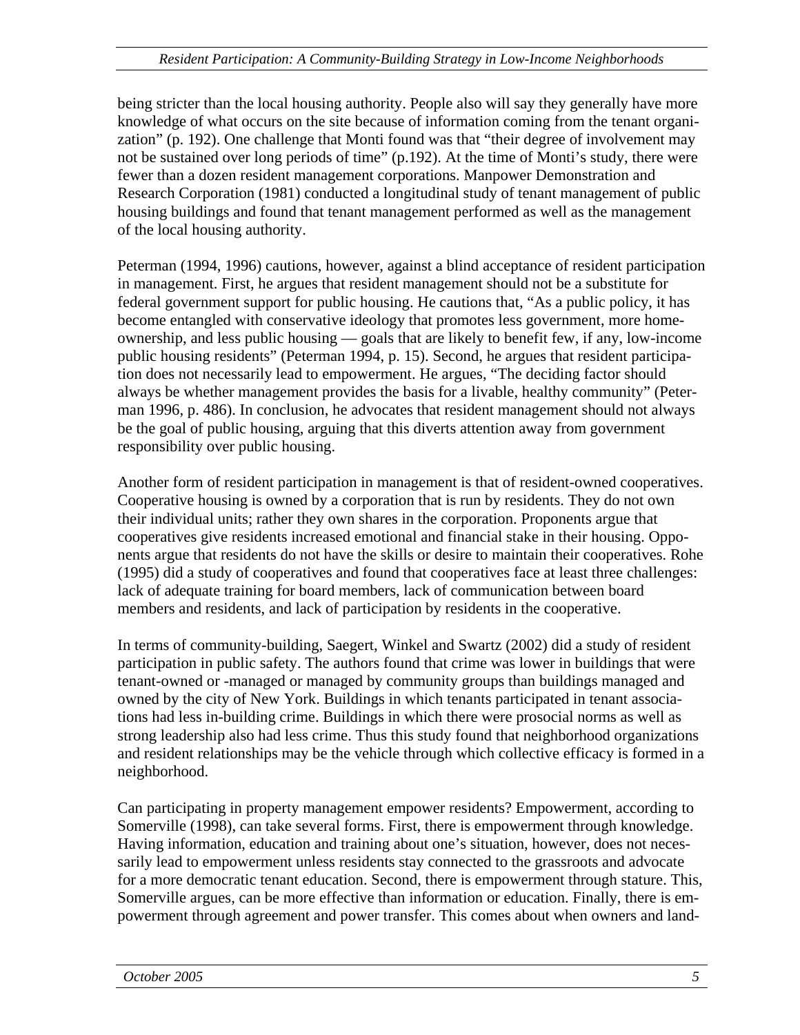being stricter than the local housing authority. People also will say they generally have more knowledge of what occurs on the site because of information coming from the tenant organization" (p. 192). One challenge that Monti found was that "their degree of involvement may not be sustained over long periods of time" (p.192). At the time of Monti's study, there were fewer than a dozen resident management corporations. Manpower Demonstration and Research Corporation (1981) conducted a longitudinal study of tenant management of public housing buildings and found that tenant management performed as well as the management of the local housing authority.

Peterman (1994, 1996) cautions, however, against a blind acceptance of resident participation in management. First, he argues that resident management should not be a substitute for federal government support for public housing. He cautions that, "As a public policy, it has become entangled with conservative ideology that promotes less government, more homeownership, and less public housing — goals that are likely to benefit few, if any, low-income public housing residents" (Peterman 1994, p. 15). Second, he argues that resident participation does not necessarily lead to empowerment. He argues, "The deciding factor should always be whether management provides the basis for a livable, healthy community" (Peterman 1996, p. 486). In conclusion, he advocates that resident management should not always be the goal of public housing, arguing that this diverts attention away from government responsibility over public housing.

Another form of resident participation in management is that of resident-owned cooperatives. Cooperative housing is owned by a corporation that is run by residents. They do not own their individual units; rather they own shares in the corporation. Proponents argue that cooperatives give residents increased emotional and financial stake in their housing. Opponents argue that residents do not have the skills or desire to maintain their cooperatives. Rohe (1995) did a study of cooperatives and found that cooperatives face at least three challenges: lack of adequate training for board members, lack of communication between board members and residents, and lack of participation by residents in the cooperative.

In terms of community-building, Saegert, Winkel and Swartz (2002) did a study of resident participation in public safety. The authors found that crime was lower in buildings that were tenant-owned or -managed or managed by community groups than buildings managed and owned by the city of New York. Buildings in which tenants participated in tenant associations had less in-building crime. Buildings in which there were prosocial norms as well as strong leadership also had less crime. Thus this study found that neighborhood organizations and resident relationships may be the vehicle through which collective efficacy is formed in a neighborhood.

Can participating in property management empower residents? Empowerment, according to Somerville (1998), can take several forms. First, there is empowerment through knowledge. Having information, education and training about one's situation, however, does not necessarily lead to empowerment unless residents stay connected to the grassroots and advocate for a more democratic tenant education. Second, there is empowerment through stature. This, Somerville argues, can be more effective than information or education. Finally, there is empowerment through agreement and power transfer. This comes about when owners and land-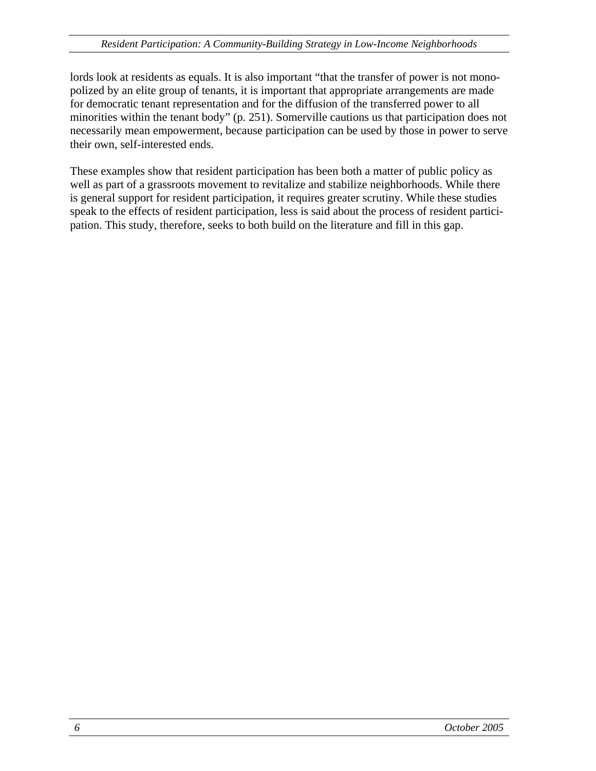lords look at residents as equals. It is also important "that the transfer of power is not monopolized by an elite group of tenants, it is important that appropriate arrangements are made for democratic tenant representation and for the diffusion of the transferred power to all minorities within the tenant body" (p. 251). Somerville cautions us that participation does not necessarily mean empowerment, because participation can be used by those in power to serve their own, self-interested ends.

These examples show that resident participation has been both a matter of public policy as well as part of a grassroots movement to revitalize and stabilize neighborhoods. While there is general support for resident participation, it requires greater scrutiny. While these studies speak to the effects of resident participation, less is said about the process of resident participation. This study, therefore, seeks to both build on the literature and fill in this gap.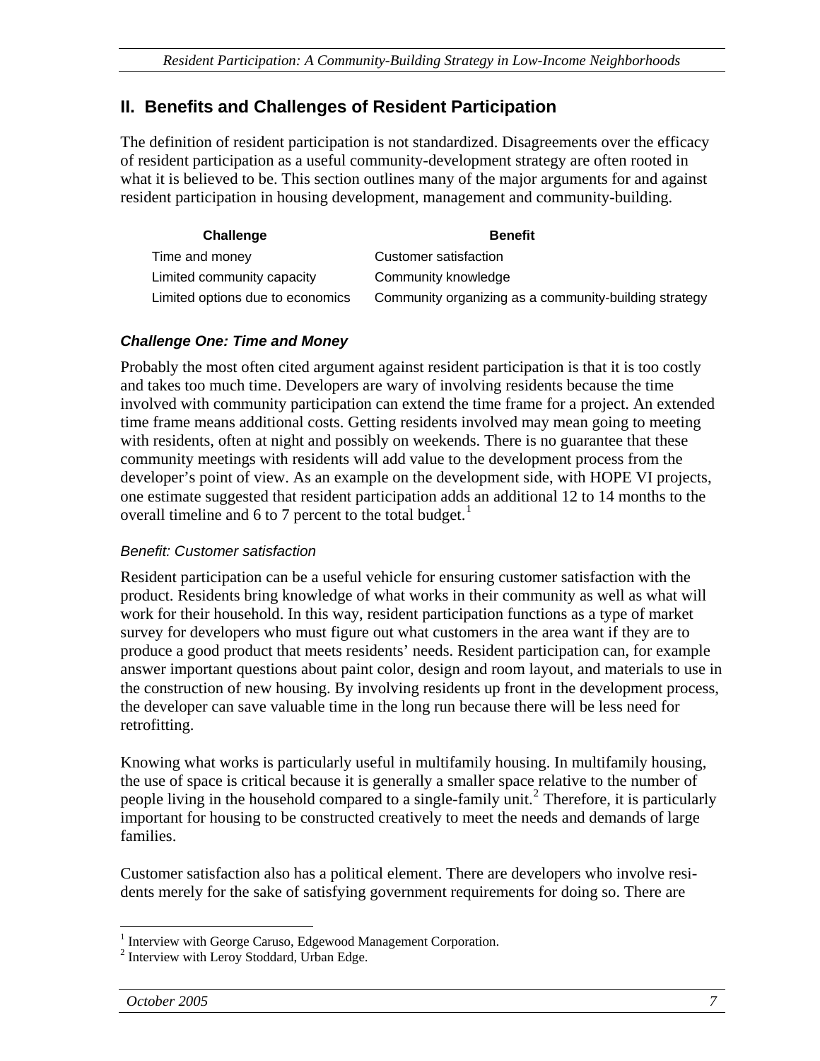## II. Benefits and Challenges of Resident Participation

The definition of resident participation is not standardized. Disagreements over the efficacy of resident participation as a useful community-development strategy are often rooted in what it is believed to be. This section outlines many of the major arguments for and against resident participation in housing development, management and community-building.

| Challenge | Benefit |
|---|---|
| Time and money | Customer satisfaction |
| Limited community capacity | Community knowledge |
| Limited options due to economics | Community organizing as a community-building strategy |

### *Challenge One: Time and Money*

Probably the most often cited argument against resident participation is that it is too costly and takes too much time. Developers are wary of involving residents because the time involved with community participation can extend the time frame for a project. An extended time frame means additional costs. Getting residents involved may mean going to meeting with residents, often at night and possibly on weekends. There is no guarantee that these community meetings with residents will add value to the development process from the developer's point of view. As an example on the development side, with HOPE VI projects, one estimate suggested that resident participation adds an additional 12 to 14 months to the overall timeline and 6 to 7 percent to the total budget.[1]

*Benefit: Customer satisfaction*

Resident participation can be a useful vehicle for ensuring customer satisfaction with the product. Residents bring knowledge of what works in their community as well as what will work for their household. In this way, resident participation functions as a type of market survey for developers who must figure out what customers in the area want if they are to produce a good product that meets residents' needs. Resident participation can, for example answer important questions about paint color, design and room layout, and materials to use in the construction of new housing. By involving residents up front in the development process, the developer can save valuable time in the long run because there will be less need for retrofitting.

Knowing what works is particularly useful in multifamily housing. In multifamily housing, the use of space is critical because it is generally a smaller space relative to the number of people living in the household compared to a single-family unit.[2] Therefore, it is particularly important for housing to be constructed creatively to meet the needs and demands of large families.

Customer satisfaction also has a political element. There are developers who involve residents merely for the sake of satisfying government requirements for doing so. There are

[1] Interview with George Caruso, Edgewood Management Corporation.
[2] Interview with Leroy Stoddard, Urban Edge.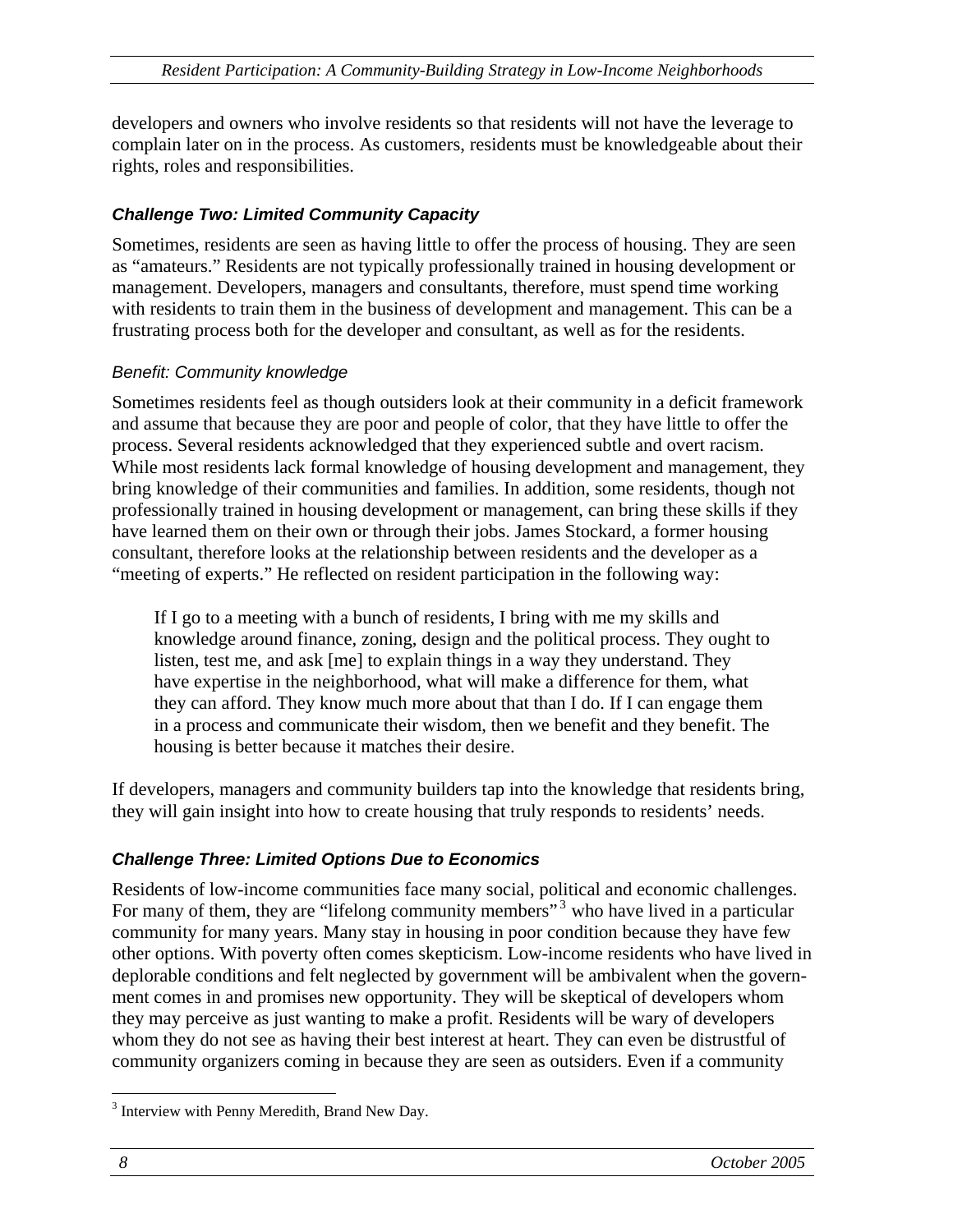developers and owners who involve residents so that residents will not have the leverage to complain later on in the process. As customers, residents must be knowledgeable about their rights, roles and responsibilities.

### *Challenge Two: Limited Community Capacity*

Sometimes, residents are seen as having little to offer the process of housing. They are seen as "amateurs." Residents are not typically professionally trained in housing development or management. Developers, managers and consultants, therefore, must spend time working with residents to train them in the business of development and management. This can be a frustrating process both for the developer and consultant, as well as for the residents.

#### *Benefit: Community knowledge*

Sometimes residents feel as though outsiders look at their community in a deficit framework and assume that because they are poor and people of color, that they have little to offer the process. Several residents acknowledged that they experienced subtle and overt racism. While most residents lack formal knowledge of housing development and management, they bring knowledge of their communities and families. In addition, some residents, though not professionally trained in housing development or management, can bring these skills if they have learned them on their own or through their jobs. James Stockard, a former housing consultant, therefore looks at the relationship between residents and the developer as a "meeting of experts." He reflected on resident participation in the following way:

> If I go to a meeting with a bunch of residents, I bring with me my skills and knowledge around finance, zoning, design and the political process. They ought to listen, test me, and ask [me] to explain things in a way they understand. They have expertise in the neighborhood, what will make a difference for them, what they can afford. They know much more about that than I do. If I can engage them in a process and communicate their wisdom, then we benefit and they benefit. The housing is better because it matches their desire.

If developers, managers and community builders tap into the knowledge that residents bring, they will gain insight into how to create housing that truly responds to residents' needs.

### *Challenge Three: Limited Options Due to Economics*

Residents of low-income communities face many social, political and economic challenges. For many of them, they are "lifelong community members"[3] who have lived in a particular community for many years. Many stay in housing in poor condition because they have few other options. With poverty often comes skepticism. Low-income residents who have lived in deplorable conditions and felt neglected by government will be ambivalent when the government comes in and promises new opportunity. They will be skeptical of developers whom they may perceive as just wanting to make a profit. Residents will be wary of developers whom they do not see as having their best interest at heart. They can even be distrustful of community organizers coming in because they are seen as outsiders. Even if a community

---

[3] Interview with Penny Meredith, Brand New Day.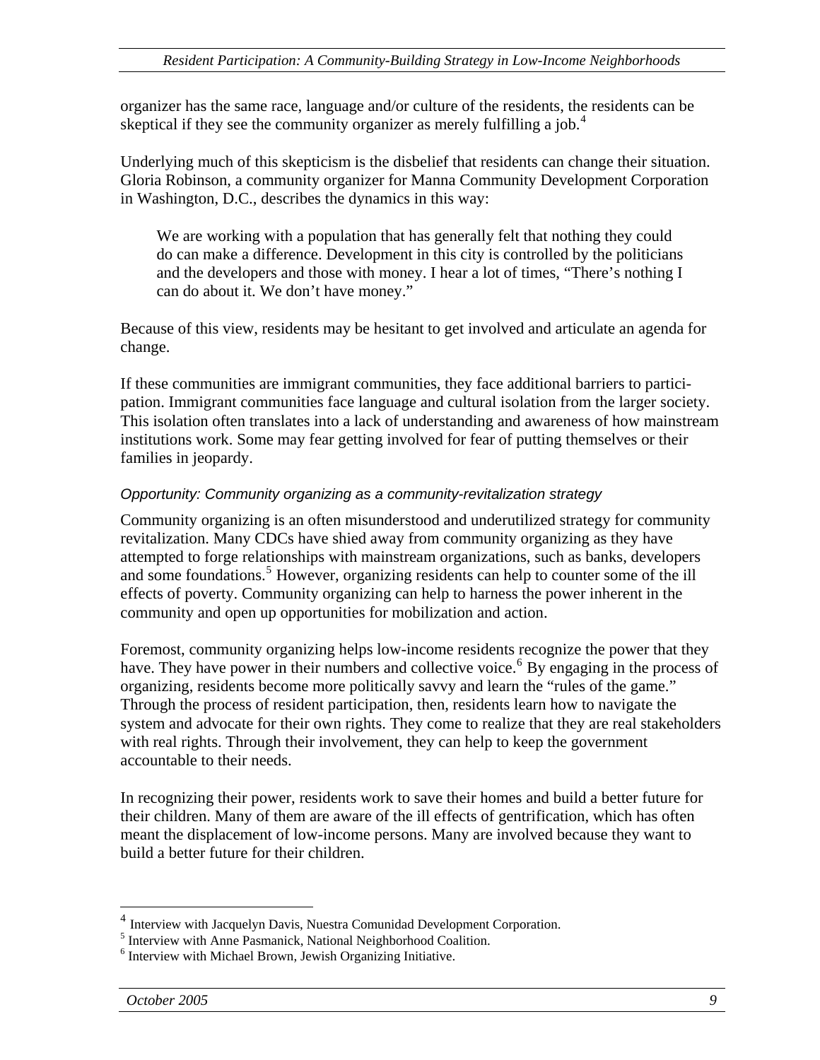organizer has the same race, language and/or culture of the residents, the residents can be skeptical if they see the community organizer as merely fulfilling a job.[4]

Underlying much of this skepticism is the disbelief that residents can change their situation. Gloria Robinson, a community organizer for Manna Community Development Corporation in Washington, D.C., describes the dynamics in this way:

> We are working with a population that has generally felt that nothing they could do can make a difference. Development in this city is controlled by the politicians and the developers and those with money. I hear a lot of times, "There's nothing I can do about it. We don't have money."

Because of this view, residents may be hesitant to get involved and articulate an agenda for change.

If these communities are immigrant communities, they face additional barriers to participation. Immigrant communities face language and cultural isolation from the larger society. This isolation often translates into a lack of understanding and awareness of how mainstream institutions work. Some may fear getting involved for fear of putting themselves or their families in jeopardy.

#### *Opportunity: Community organizing as a community-revitalization strategy*

Community organizing is an often misunderstood and underutilized strategy for community revitalization. Many CDCs have shied away from community organizing as they have attempted to forge relationships with mainstream organizations, such as banks, developers and some foundations.[5] However, organizing residents can help to counter some of the ill effects of poverty. Community organizing can help to harness the power inherent in the community and open up opportunities for mobilization and action.

Foremost, community organizing helps low-income residents recognize the power that they have. They have power in their numbers and collective voice.[6] By engaging in the process of organizing, residents become more politically savvy and learn the "rules of the game." Through the process of resident participation, then, residents learn how to navigate the system and advocate for their own rights. They come to realize that they are real stakeholders with real rights. Through their involvement, they can help to keep the government accountable to their needs.

In recognizing their power, residents work to save their homes and build a better future for their children. Many of them are aware of the ill effects of gentrification, which has often meant the displacement of low-income persons. Many are involved because they want to build a better future for their children.

---

[4] Interview with Jacquelyn Davis, Nuestra Comunidad Development Corporation.

[5] Interview with Anne Pasmanick, National Neighborhood Coalition.

[6] Interview with Michael Brown, Jewish Organizing Initiative.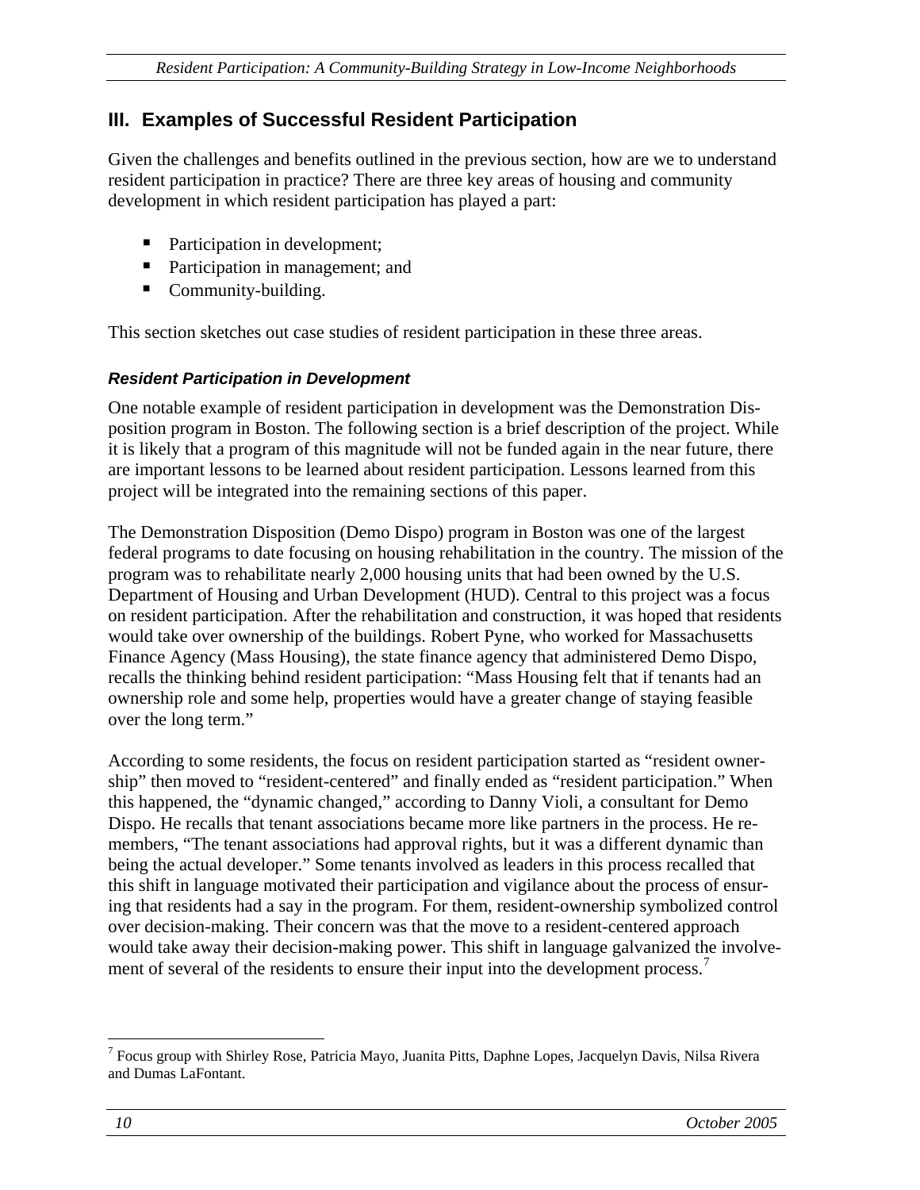## III. Examples of Successful Resident Participation

Given the challenges and benefits outlined in the previous section, how are we to understand resident participation in practice? There are three key areas of housing and community development in which resident participation has played a part:

- Participation in development;
- Participation in management; and
- Community-building.

This section sketches out case studies of resident participation in these three areas.

### *Resident Participation in Development*

One notable example of resident participation in development was the Demonstration Disposition program in Boston. The following section is a brief description of the project. While it is likely that a program of this magnitude will not be funded again in the near future, there are important lessons to be learned about resident participation. Lessons learned from this project will be integrated into the remaining sections of this paper.

The Demonstration Disposition (Demo Dispo) program in Boston was one of the largest federal programs to date focusing on housing rehabilitation in the country. The mission of the program was to rehabilitate nearly 2,000 housing units that had been owned by the U.S. Department of Housing and Urban Development (HUD). Central to this project was a focus on resident participation. After the rehabilitation and construction, it was hoped that residents would take over ownership of the buildings. Robert Pyne, who worked for Massachusetts Finance Agency (Mass Housing), the state finance agency that administered Demo Dispo, recalls the thinking behind resident participation: "Mass Housing felt that if tenants had an ownership role and some help, properties would have a greater change of staying feasible over the long term."

According to some residents, the focus on resident participation started as "resident ownership" then moved to "resident-centered" and finally ended as "resident participation." When this happened, the "dynamic changed," according to Danny Violi, a consultant for Demo Dispo. He recalls that tenant associations became more like partners in the process. He remembers, "The tenant associations had approval rights, but it was a different dynamic than being the actual developer." Some tenants involved as leaders in this process recalled that this shift in language motivated their participation and vigilance about the process of ensuring that residents had a say in the program. For them, resident-ownership symbolized control over decision-making. Their concern was that the move to a resident-centered approach would take away their decision-making power. This shift in language galvanized the involvement of several of the residents to ensure their input into the development process.[7]

---

[7] Focus group with Shirley Rose, Patricia Mayo, Juanita Pitts, Daphne Lopes, Jacquelyn Davis, Nilsa Rivera and Dumas LaFontant.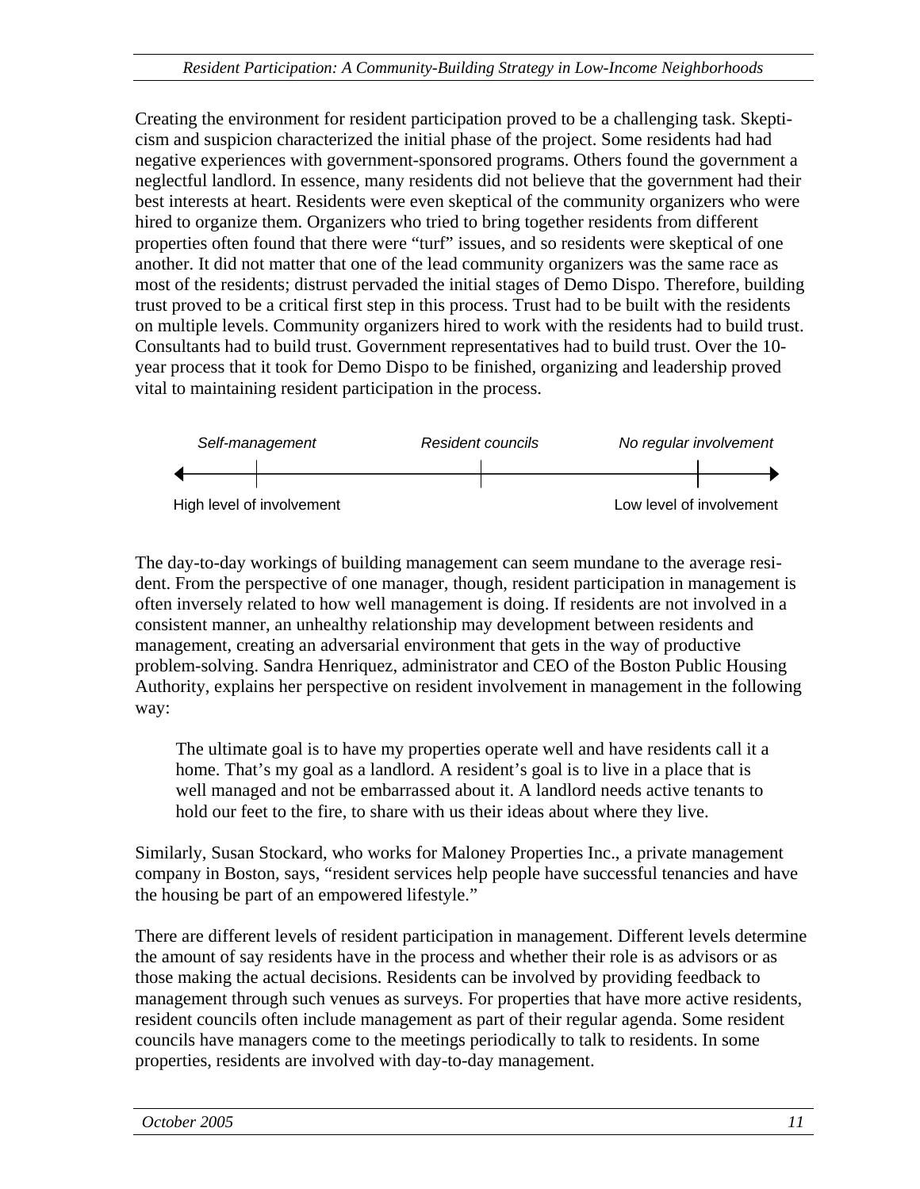Creating the environment for resident participation proved to be a challenging task. Skepticism and suspicion characterized the initial phase of the project. Some residents had had negative experiences with government-sponsored programs. Others found the government a neglectful landlord. In essence, many residents did not believe that the government had their best interests at heart. Residents were even skeptical of the community organizers who were hired to organize them. Organizers who tried to bring together residents from different properties often found that there were "turf" issues, and so residents were skeptical of one another. It did not matter that one of the lead community organizers was the same race as most of the residents; distrust pervaded the initial stages of Demo Dispo. Therefore, building trust proved to be a critical first step in this process. Trust had to be built with the residents on multiple levels. Community organizers hired to work with the residents had to build trust. Consultants had to build trust. Government representatives had to build trust. Over the 10-year process that it took for Demo Dispo to be finished, organizing and leadership proved vital to maintaining resident participation in the process.

| Self-management | Resident councils | No regular involvement |
|---|---|---|
| High level of involvement ← | | → Low level of involvement |

The day-to-day workings of building management can seem mundane to the average resident. From the perspective of one manager, though, resident participation in management is often inversely related to how well management is doing. If residents are not involved in a consistent manner, an unhealthy relationship may development between residents and management, creating an adversarial environment that gets in the way of productive problem-solving. Sandra Henriquez, administrator and CEO of the Boston Public Housing Authority, explains her perspective on resident involvement in management in the following way:

> The ultimate goal is to have my properties operate well and have residents call it a home. That's my goal as a landlord. A resident's goal is to live in a place that is well managed and not be embarrassed about it. A landlord needs active tenants to hold our feet to the fire, to share with us their ideas about where they live.

Similarly, Susan Stockard, who works for Maloney Properties Inc., a private management company in Boston, says, "resident services help people have successful tenancies and have the housing be part of an empowered lifestyle."

There are different levels of resident participation in management. Different levels determine the amount of say residents have in the process and whether their role is as advisors or as those making the actual decisions. Residents can be involved by providing feedback to management through such venues as surveys. For properties that have more active residents, resident councils often include management as part of their regular agenda. Some resident councils have managers come to the meetings periodically to talk to residents. In some properties, residents are involved with day-to-day management.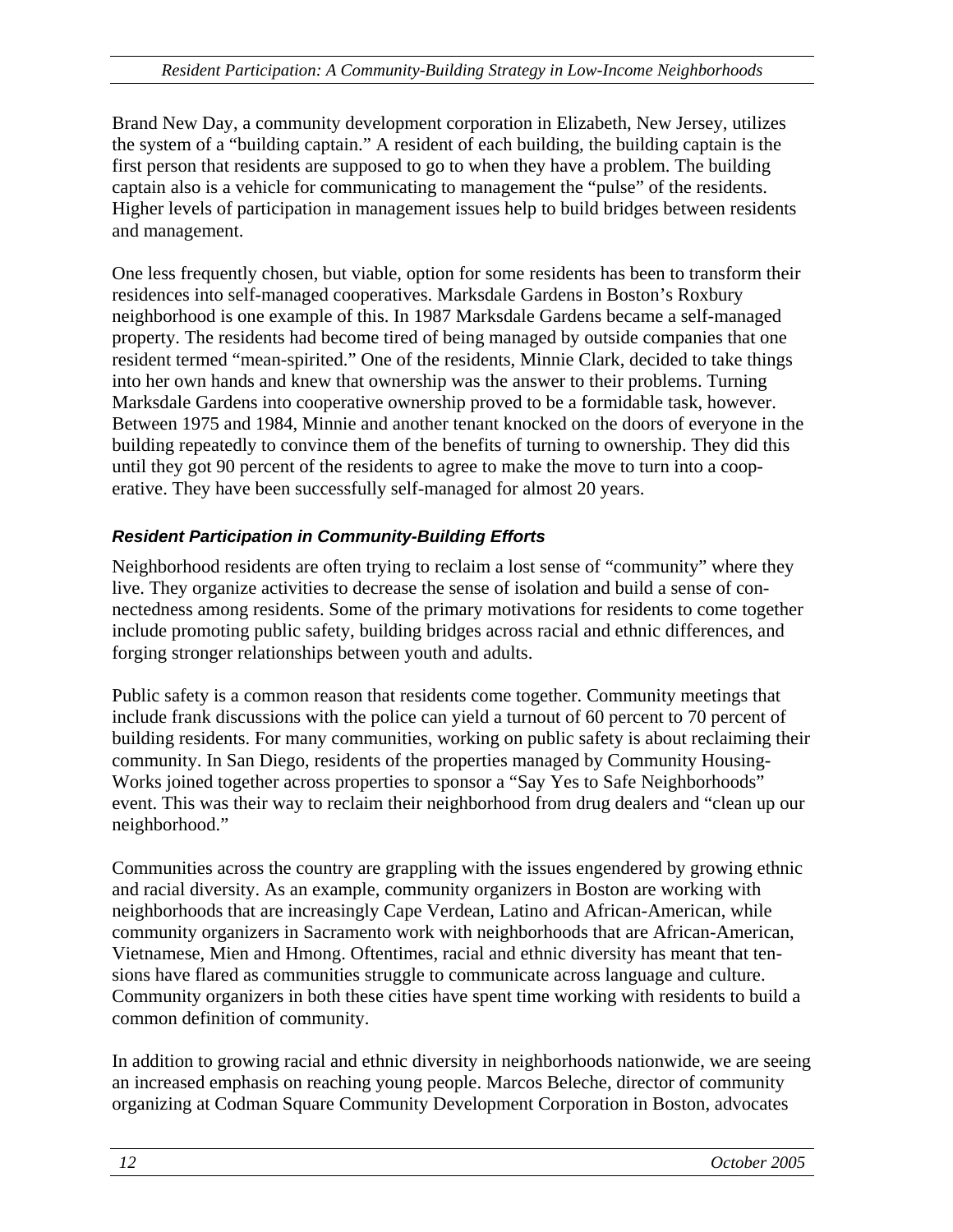Brand New Day, a community development corporation in Elizabeth, New Jersey, utilizes the system of a "building captain." A resident of each building, the building captain is the first person that residents are supposed to go to when they have a problem. The building captain also is a vehicle for communicating to management the "pulse" of the residents. Higher levels of participation in management issues help to build bridges between residents and management.

One less frequently chosen, but viable, option for some residents has been to transform their residences into self-managed cooperatives. Marksdale Gardens in Boston's Roxbury neighborhood is one example of this. In 1987 Marksdale Gardens became a self-managed property. The residents had become tired of being managed by outside companies that one resident termed "mean-spirited." One of the residents, Minnie Clark, decided to take things into her own hands and knew that ownership was the answer to their problems. Turning Marksdale Gardens into cooperative ownership proved to be a formidable task, however. Between 1975 and 1984, Minnie and another tenant knocked on the doors of everyone in the building repeatedly to convince them of the benefits of turning to ownership. They did this until they got 90 percent of the residents to agree to make the move to turn into a cooperative. They have been successfully self-managed for almost 20 years.

### *Resident Participation in Community-Building Efforts*

Neighborhood residents are often trying to reclaim a lost sense of "community" where they live. They organize activities to decrease the sense of isolation and build a sense of connectedness among residents. Some of the primary motivations for residents to come together include promoting public safety, building bridges across racial and ethnic differences, and forging stronger relationships between youth and adults.

Public safety is a common reason that residents come together. Community meetings that include frank discussions with the police can yield a turnout of 60 percent to 70 percent of building residents. For many communities, working on public safety is about reclaiming their community. In San Diego, residents of the properties managed by Community Housing-Works joined together across properties to sponsor a "Say Yes to Safe Neighborhoods" event. This was their way to reclaim their neighborhood from drug dealers and "clean up our neighborhood."

Communities across the country are grappling with the issues engendered by growing ethnic and racial diversity. As an example, community organizers in Boston are working with neighborhoods that are increasingly Cape Verdean, Latino and African-American, while community organizers in Sacramento work with neighborhoods that are African-American, Vietnamese, Mien and Hmong. Oftentimes, racial and ethnic diversity has meant that tensions have flared as communities struggle to communicate across language and culture. Community organizers in both these cities have spent time working with residents to build a common definition of community.

In addition to growing racial and ethnic diversity in neighborhoods nationwide, we are seeing an increased emphasis on reaching young people. Marcos Beleche, director of community organizing at Codman Square Community Development Corporation in Boston, advocates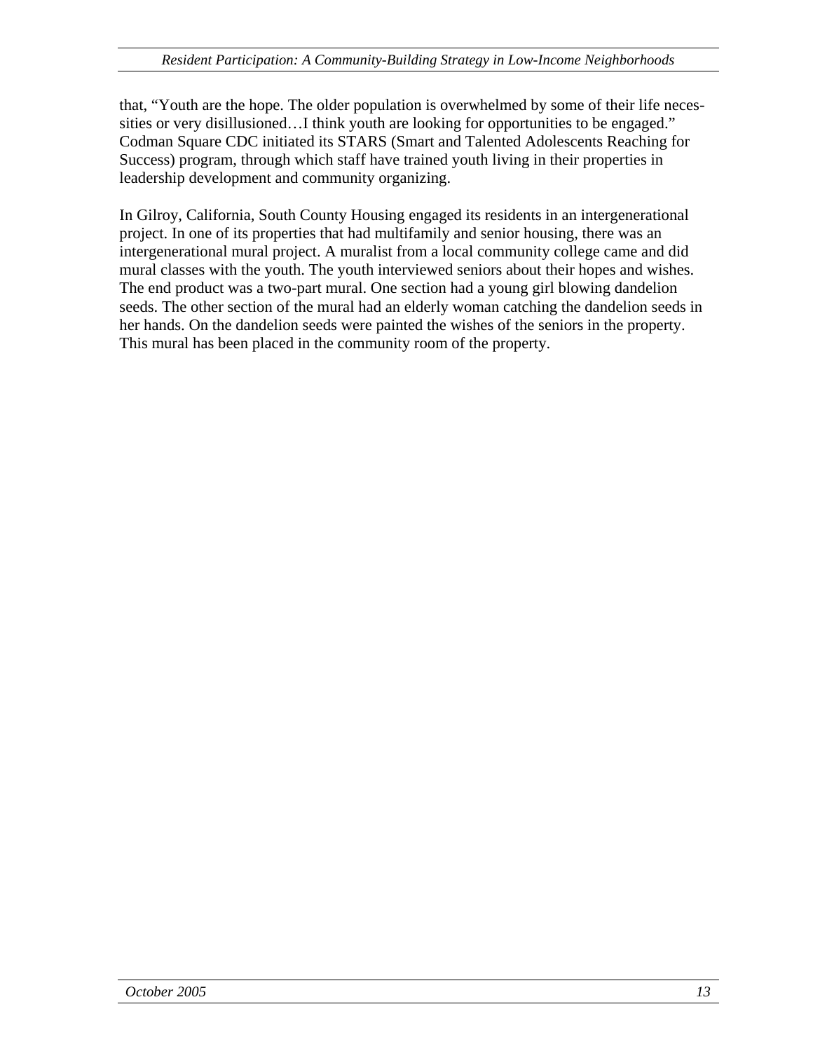that, "Youth are the hope. The older population is overwhelmed by some of their life necessities or very disillusioned…I think youth are looking for opportunities to be engaged." Codman Square CDC initiated its STARS (Smart and Talented Adolescents Reaching for Success) program, through which staff have trained youth living in their properties in leadership development and community organizing.

In Gilroy, California, South County Housing engaged its residents in an intergenerational project. In one of its properties that had multifamily and senior housing, there was an intergenerational mural project. A muralist from a local community college came and did mural classes with the youth. The youth interviewed seniors about their hopes and wishes. The end product was a two-part mural. One section had a young girl blowing dandelion seeds. The other section of the mural had an elderly woman catching the dandelion seeds in her hands. On the dandelion seeds were painted the wishes of the seniors in the property. This mural has been placed in the community room of the property.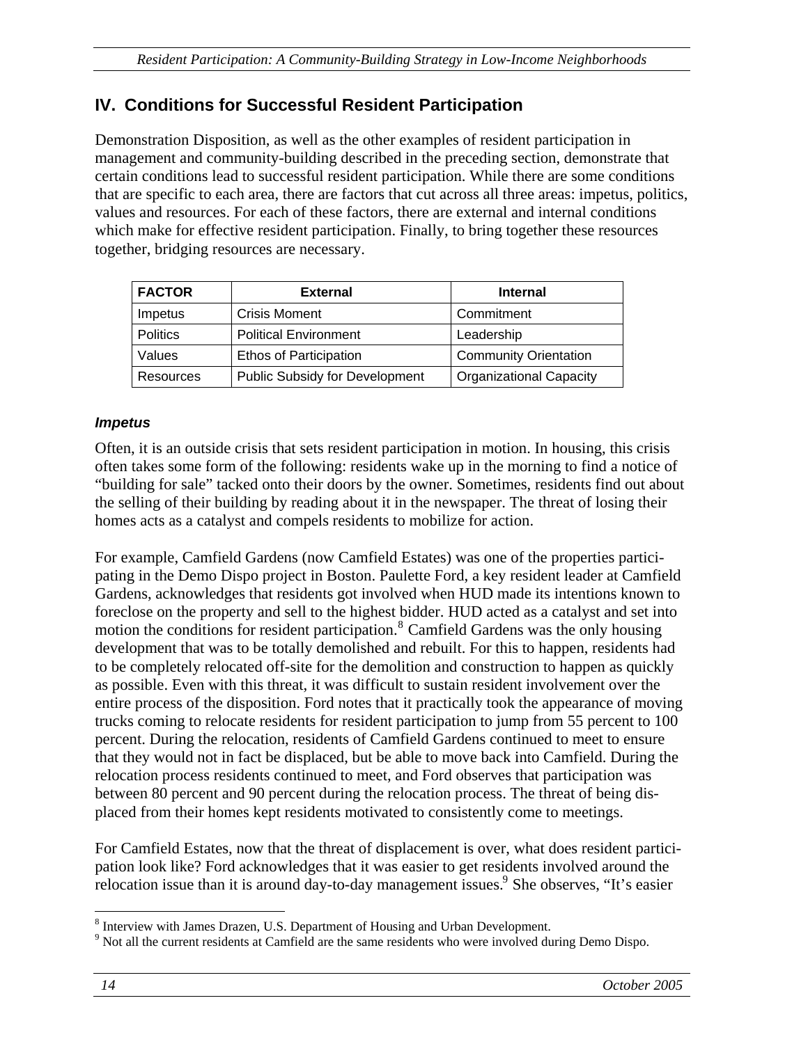## IV. Conditions for Successful Resident Participation

Demonstration Disposition, as well as the other examples of resident participation in management and community-building described in the preceding section, demonstrate that certain conditions lead to successful resident participation. While there are some conditions that are specific to each area, there are factors that cut across all three areas: impetus, politics, values and resources. For each of these factors, there are external and internal conditions which make for effective resident participation. Finally, to bring together these resources together, bridging resources are necessary.

| FACTOR | External | Internal |
| --- | --- | --- |
| Impetus | Crisis Moment | Commitment |
| Politics | Political Environment | Leadership |
| Values | Ethos of Participation | Community Orientation |
| Resources | Public Subsidy for Development | Organizational Capacity |

### *Impetus*

Often, it is an outside crisis that sets resident participation in motion. In housing, this crisis often takes some form of the following: residents wake up in the morning to find a notice of "building for sale" tacked onto their doors by the owner. Sometimes, residents find out about the selling of their building by reading about it in the newspaper. The threat of losing their homes acts as a catalyst and compels residents to mobilize for action.

For example, Camfield Gardens (now Camfield Estates) was one of the properties participating in the Demo Dispo project in Boston. Paulette Ford, a key resident leader at Camfield Gardens, acknowledges that residents got involved when HUD made its intentions known to foreclose on the property and sell to the highest bidder. HUD acted as a catalyst and set into motion the conditions for resident participation.[8] Camfield Gardens was the only housing development that was to be totally demolished and rebuilt. For this to happen, residents had to be completely relocated off-site for the demolition and construction to happen as quickly as possible. Even with this threat, it was difficult to sustain resident involvement over the entire process of the disposition. Ford notes that it practically took the appearance of moving trucks coming to relocate residents for resident participation to jump from 55 percent to 100 percent. During the relocation, residents of Camfield Gardens continued to meet to ensure that they would not in fact be displaced, but be able to move back into Camfield. During the relocation process residents continued to meet, and Ford observes that participation was between 80 percent and 90 percent during the relocation process. The threat of being displaced from their homes kept residents motivated to consistently come to meetings.

For Camfield Estates, now that the threat of displacement is over, what does resident participation look like? Ford acknowledges that it was easier to get residents involved around the relocation issue than it is around day-to-day management issues.[9] She observes, "It's easier

[8] Interview with James Drazen, U.S. Department of Housing and Urban Development.

[9] Not all the current residents at Camfield are the same residents who were involved during Demo Dispo.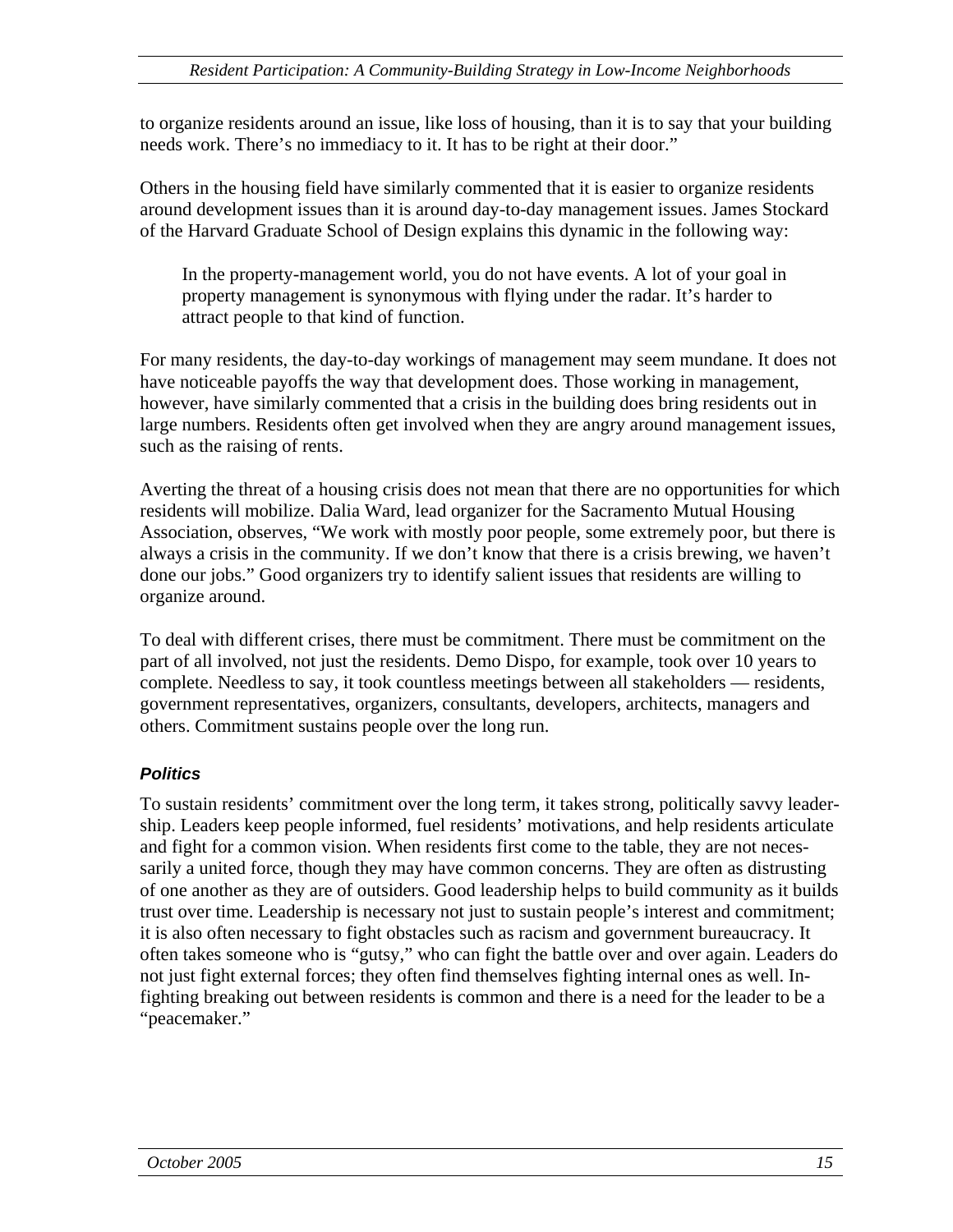to organize residents around an issue, like loss of housing, than it is to say that your building needs work. There's no immediacy to it. It has to be right at their door."

Others in the housing field have similarly commented that it is easier to organize residents around development issues than it is around day-to-day management issues. James Stockard of the Harvard Graduate School of Design explains this dynamic in the following way:

> In the property-management world, you do not have events. A lot of your goal in property management is synonymous with flying under the radar. It's harder to attract people to that kind of function.

For many residents, the day-to-day workings of management may seem mundane. It does not have noticeable payoffs the way that development does. Those working in management, however, have similarly commented that a crisis in the building does bring residents out in large numbers. Residents often get involved when they are angry around management issues, such as the raising of rents.

Averting the threat of a housing crisis does not mean that there are no opportunities for which residents will mobilize. Dalia Ward, lead organizer for the Sacramento Mutual Housing Association, observes, "We work with mostly poor people, some extremely poor, but there is always a crisis in the community. If we don't know that there is a crisis brewing, we haven't done our jobs." Good organizers try to identify salient issues that residents are willing to organize around.

To deal with different crises, there must be commitment. There must be commitment on the part of all involved, not just the residents. Demo Dispo, for example, took over 10 years to complete. Needless to say, it took countless meetings between all stakeholders — residents, government representatives, organizers, consultants, developers, architects, managers and others. Commitment sustains people over the long run.

#### *Politics*

To sustain residents' commitment over the long term, it takes strong, politically savvy leadership. Leaders keep people informed, fuel residents' motivations, and help residents articulate and fight for a common vision. When residents first come to the table, they are not necessarily a united force, though they may have common concerns. They are often as distrusting of one another as they are of outsiders. Good leadership helps to build community as it builds trust over time. Leadership is necessary not just to sustain people's interest and commitment; it is also often necessary to fight obstacles such as racism and government bureaucracy. It often takes someone who is "gutsy," who can fight the battle over and over again. Leaders do not just fight external forces; they often find themselves fighting internal ones as well. In-fighting breaking out between residents is common and there is a need for the leader to be a "peacemaker."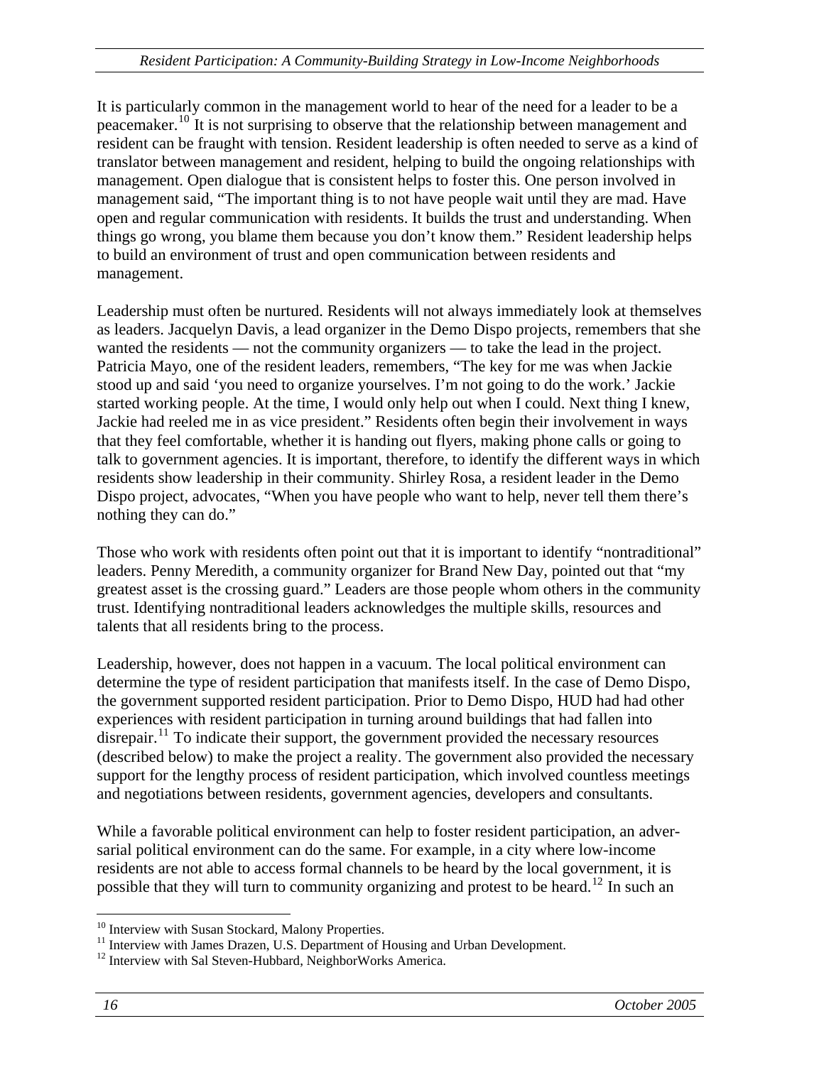It is particularly common in the management world to hear of the need for a leader to be a peacemaker.[10] It is not surprising to observe that the relationship between management and resident can be fraught with tension. Resident leadership is often needed to serve as a kind of translator between management and resident, helping to build the ongoing relationships with management. Open dialogue that is consistent helps to foster this. One person involved in management said, "The important thing is to not have people wait until they are mad. Have open and regular communication with residents. It builds the trust and understanding. When things go wrong, you blame them because you don't know them." Resident leadership helps to build an environment of trust and open communication between residents and management.

Leadership must often be nurtured. Residents will not always immediately look at themselves as leaders. Jacquelyn Davis, a lead organizer in the Demo Dispo projects, remembers that she wanted the residents — not the community organizers — to take the lead in the project. Patricia Mayo, one of the resident leaders, remembers, "The key for me was when Jackie stood up and said 'you need to organize yourselves. I'm not going to do the work.' Jackie started working people. At the time, I would only help out when I could. Next thing I knew, Jackie had reeled me in as vice president." Residents often begin their involvement in ways that they feel comfortable, whether it is handing out flyers, making phone calls or going to talk to government agencies. It is important, therefore, to identify the different ways in which residents show leadership in their community. Shirley Rosa, a resident leader in the Demo Dispo project, advocates, "When you have people who want to help, never tell them there's nothing they can do."

Those who work with residents often point out that it is important to identify "nontraditional" leaders. Penny Meredith, a community organizer for Brand New Day, pointed out that "my greatest asset is the crossing guard." Leaders are those people whom others in the community trust. Identifying nontraditional leaders acknowledges the multiple skills, resources and talents that all residents bring to the process.

Leadership, however, does not happen in a vacuum. The local political environment can determine the type of resident participation that manifests itself. In the case of Demo Dispo, the government supported resident participation. Prior to Demo Dispo, HUD had had other experiences with resident participation in turning around buildings that had fallen into disrepair.[11] To indicate their support, the government provided the necessary resources (described below) to make the project a reality. The government also provided the necessary support for the lengthy process of resident participation, which involved countless meetings and negotiations between residents, government agencies, developers and consultants.

While a favorable political environment can help to foster resident participation, an adversarial political environment can do the same. For example, in a city where low-income residents are not able to access formal channels to be heard by the local government, it is possible that they will turn to community organizing and protest to be heard.[12] In such an

---

[10] Interview with Susan Stockard, Malony Properties.

[11] Interview with James Drazen, U.S. Department of Housing and Urban Development.

[12] Interview with Sal Steven-Hubbard, NeighborWorks America.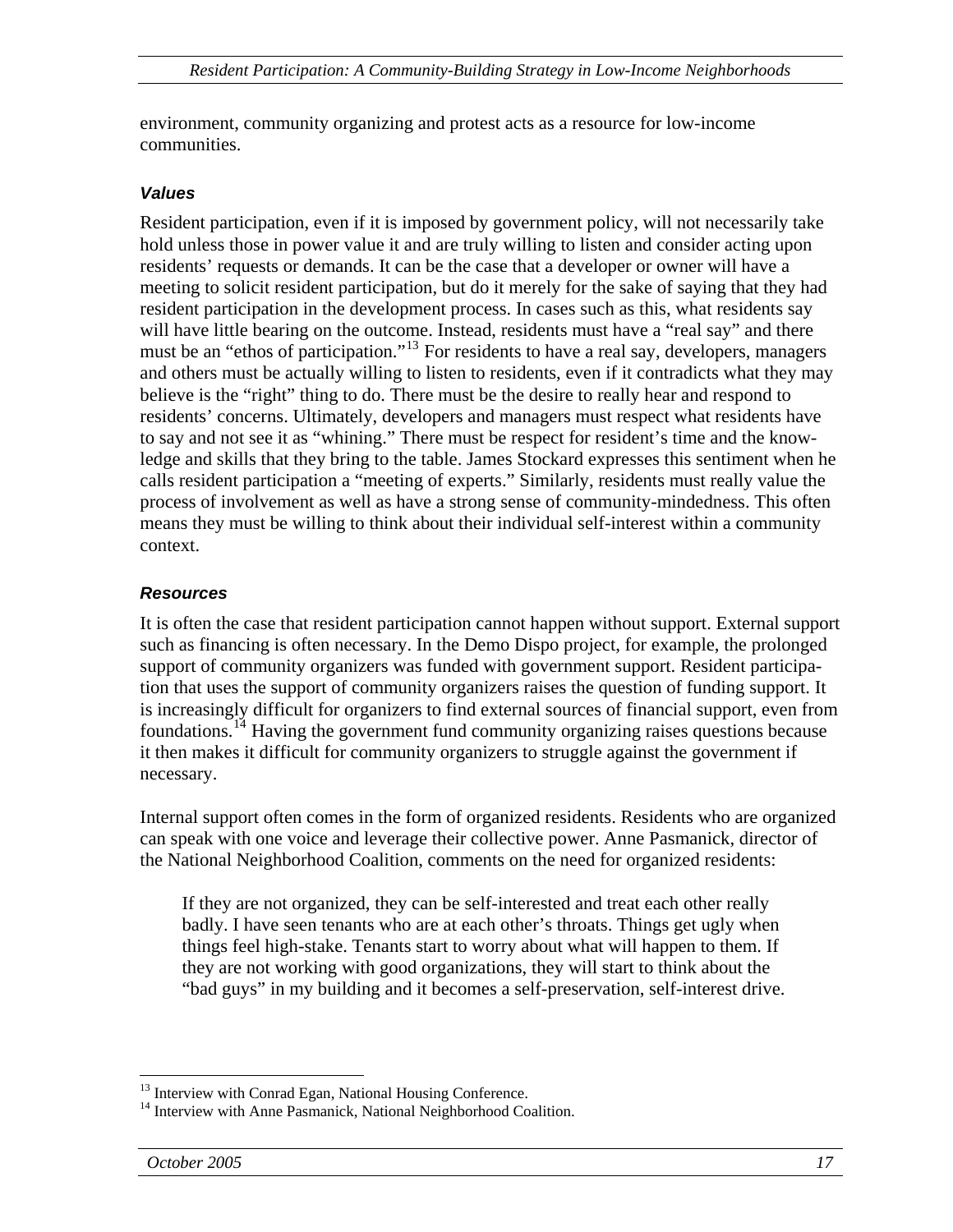environment, community organizing and protest acts as a resource for low-income communities.

### *Values*

Resident participation, even if it is imposed by government policy, will not necessarily take hold unless those in power value it and are truly willing to listen and consider acting upon residents' requests or demands. It can be the case that a developer or owner will have a meeting to solicit resident participation, but do it merely for the sake of saying that they had resident participation in the development process. In cases such as this, what residents say will have little bearing on the outcome. Instead, residents must have a "real say" and there must be an "ethos of participation."[13] For residents to have a real say, developers, managers and others must be actually willing to listen to residents, even if it contradicts what they may believe is the "right" thing to do. There must be the desire to really hear and respond to residents' concerns. Ultimately, developers and managers must respect what residents have to say and not see it as "whining." There must be respect for resident's time and the knowledge and skills that they bring to the table. James Stockard expresses this sentiment when he calls resident participation a "meeting of experts." Similarly, residents must really value the process of involvement as well as have a strong sense of community-mindedness. This often means they must be willing to think about their individual self-interest within a community context.

### *Resources*

It is often the case that resident participation cannot happen without support. External support such as financing is often necessary. In the Demo Dispo project, for example, the prolonged support of community organizers was funded with government support. Resident participation that uses the support of community organizers raises the question of funding support. It is increasingly difficult for organizers to find external sources of financial support, even from foundations.[14] Having the government fund community organizing raises questions because it then makes it difficult for community organizers to struggle against the government if necessary.

Internal support often comes in the form of organized residents. Residents who are organized can speak with one voice and leverage their collective power. Anne Pasmanick, director of the National Neighborhood Coalition, comments on the need for organized residents:

> If they are not organized, they can be self-interested and treat each other really badly. I have seen tenants who are at each other's throats. Things get ugly when things feel high-stake. Tenants start to worry about what will happen to them. If they are not working with good organizations, they will start to think about the "bad guys" in my building and it becomes a self-preservation, self-interest drive.

---

[13] Interview with Conrad Egan, National Housing Conference.

[14] Interview with Anne Pasmanick, National Neighborhood Coalition.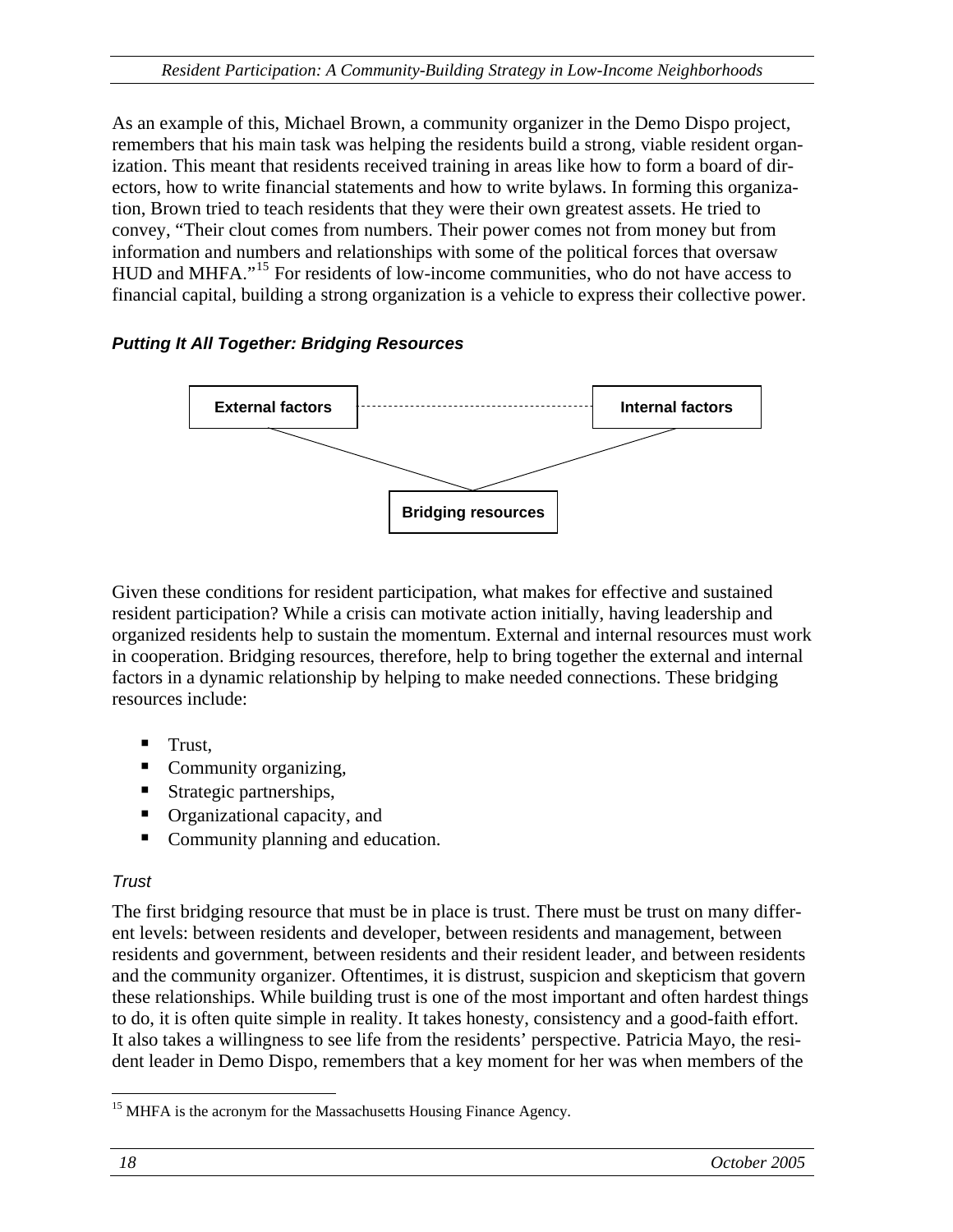As an example of this, Michael Brown, a community organizer in the Demo Dispo project, remembers that his main task was helping the residents build a strong, viable resident organization. This meant that residents received training in areas like how to form a board of directors, how to write financial statements and how to write bylaws. In forming this organization, Brown tried to teach residents that they were their own greatest assets. He tried to convey, "Their clout comes from numbers. Their power comes not from money but from information and numbers and relationships with some of the political forces that oversaw HUD and MHFA."[15] For residents of low-income communities, who do not have access to financial capital, building a strong organization is a vehicle to express their collective power.

### *Putting It All Together: Bridging Resources*

**External factors** · **Internal factors** · **Bridging resources**

Given these conditions for resident participation, what makes for effective and sustained resident participation? While a crisis can motivate action initially, having leadership and organized residents help to sustain the momentum. External and internal resources must work in cooperation. Bridging resources, therefore, help to bring together the external and internal factors in a dynamic relationship by helping to make needed connections. These bridging resources include:

- Trust,
- Community organizing,
- Strategic partnerships,
- Organizational capacity, and
- Community planning and education.

#### *Trust*

The first bridging resource that must be in place is trust. There must be trust on many different levels: between residents and developer, between residents and management, between residents and government, between residents and their resident leader, and between residents and the community organizer. Oftentimes, it is distrust, suspicion and skepticism that govern these relationships. While building trust is one of the most important and often hardest things to do, it is often quite simple in reality. It takes honesty, consistency and a good-faith effort. It also takes a willingness to see life from the residents' perspective. Patricia Mayo, the resident leader in Demo Dispo, remembers that a key moment for her was when members of the

[15] MHFA is the acronym for the Massachusetts Housing Finance Agency.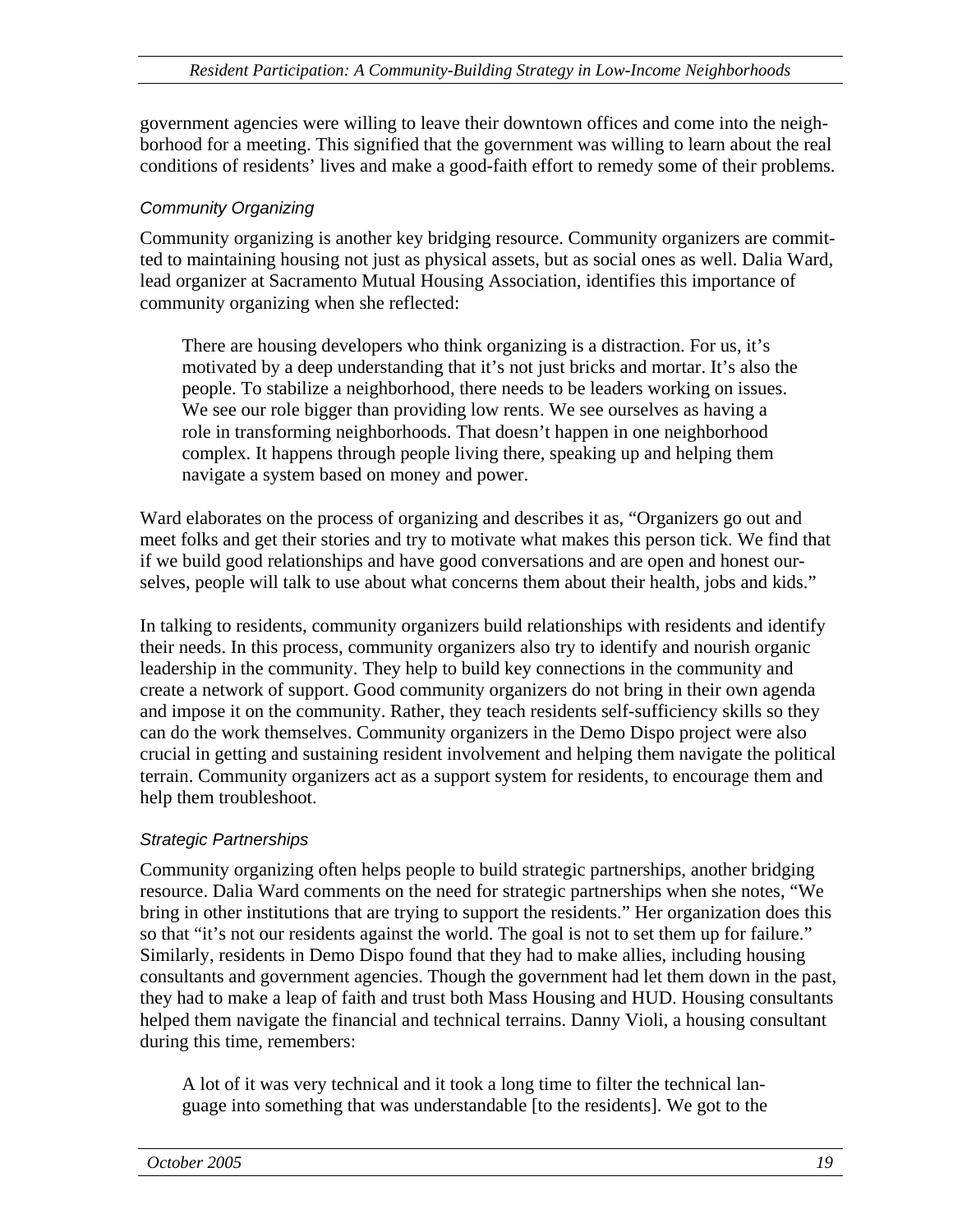government agencies were willing to leave their downtown offices and come into the neighborhood for a meeting. This signified that the government was willing to learn about the real conditions of residents' lives and make a good-faith effort to remedy some of their problems.

### *Community Organizing*

Community organizing is another key bridging resource. Community organizers are committed to maintaining housing not just as physical assets, but as social ones as well. Dalia Ward, lead organizer at Sacramento Mutual Housing Association, identifies this importance of community organizing when she reflected:

> There are housing developers who think organizing is a distraction. For us, it's motivated by a deep understanding that it's not just bricks and mortar. It's also the people. To stabilize a neighborhood, there needs to be leaders working on issues. We see our role bigger than providing low rents. We see ourselves as having a role in transforming neighborhoods. That doesn't happen in one neighborhood complex. It happens through people living there, speaking up and helping them navigate a system based on money and power.

Ward elaborates on the process of organizing and describes it as, "Organizers go out and meet folks and get their stories and try to motivate what makes this person tick. We find that if we build good relationships and have good conversations and are open and honest ourselves, people will talk to use about what concerns them about their health, jobs and kids."

In talking to residents, community organizers build relationships with residents and identify their needs. In this process, community organizers also try to identify and nourish organic leadership in the community. They help to build key connections in the community and create a network of support. Good community organizers do not bring in their own agenda and impose it on the community. Rather, they teach residents self-sufficiency skills so they can do the work themselves. Community organizers in the Demo Dispo project were also crucial in getting and sustaining resident involvement and helping them navigate the political terrain. Community organizers act as a support system for residents, to encourage them and help them troubleshoot.

### *Strategic Partnerships*

Community organizing often helps people to build strategic partnerships, another bridging resource. Dalia Ward comments on the need for strategic partnerships when she notes, "We bring in other institutions that are trying to support the residents." Her organization does this so that "it's not our residents against the world. The goal is not to set them up for failure." Similarly, residents in Demo Dispo found that they had to make allies, including housing consultants and government agencies. Though the government had let them down in the past, they had to make a leap of faith and trust both Mass Housing and HUD. Housing consultants helped them navigate the financial and technical terrains. Danny Violi, a housing consultant during this time, remembers:

> A lot of it was very technical and it took a long time to filter the technical language into something that was understandable [to the residents]. We got to the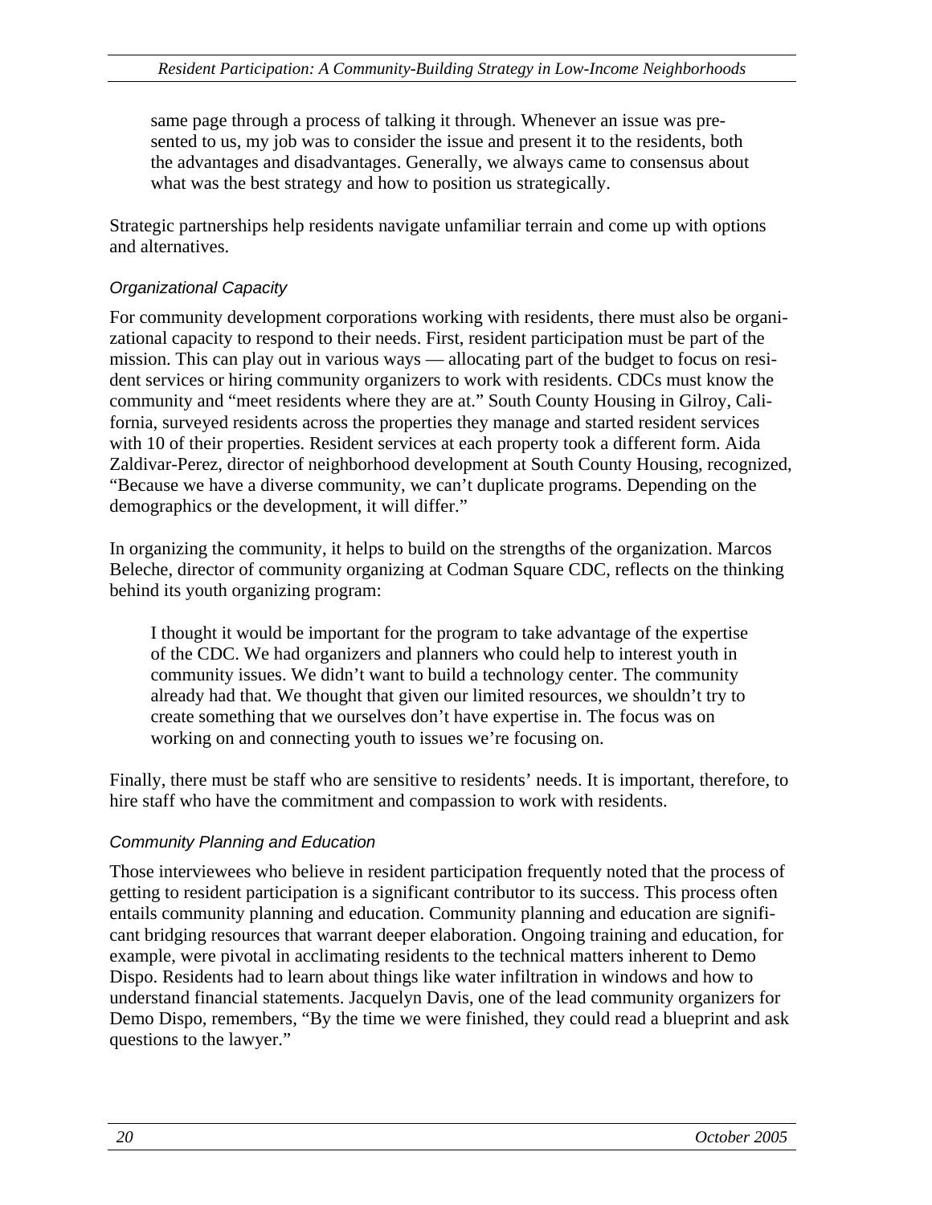> same page through a process of talking it through. Whenever an issue was presented to us, my job was to consider the issue and present it to the residents, both the advantages and disadvantages. Generally, we always came to consensus about what was the best strategy and how to position us strategically.

Strategic partnerships help residents navigate unfamiliar terrain and come up with options and alternatives.

### *Organizational Capacity*

For community development corporations working with residents, there must also be organizational capacity to respond to their needs. First, resident participation must be part of the mission. This can play out in various ways — allocating part of the budget to focus on resident services or hiring community organizers to work with residents. CDCs must know the community and "meet residents where they are at." South County Housing in Gilroy, California, surveyed residents across the properties they manage and started resident services with 10 of their properties. Resident services at each property took a different form. Aida Zaldivar-Perez, director of neighborhood development at South County Housing, recognized, "Because we have a diverse community, we can't duplicate programs. Depending on the demographics or the development, it will differ."

In organizing the community, it helps to build on the strengths of the organization. Marcos Beleche, director of community organizing at Codman Square CDC, reflects on the thinking behind its youth organizing program:

> I thought it would be important for the program to take advantage of the expertise of the CDC. We had organizers and planners who could help to interest youth in community issues. We didn't want to build a technology center. The community already had that. We thought that given our limited resources, we shouldn't try to create something that we ourselves don't have expertise in. The focus was on working on and connecting youth to issues we're focusing on.

Finally, there must be staff who are sensitive to residents' needs. It is important, therefore, to hire staff who have the commitment and compassion to work with residents.

### *Community Planning and Education*

Those interviewees who believe in resident participation frequently noted that the process of getting to resident participation is a significant contributor to its success. This process often entails community planning and education. Community planning and education are significant bridging resources that warrant deeper elaboration. Ongoing training and education, for example, were pivotal in acclimating residents to the technical matters inherent to Demo Dispo. Residents had to learn about things like water infiltration in windows and how to understand financial statements. Jacquelyn Davis, one of the lead community organizers for Demo Dispo, remembers, "By the time we were finished, they could read a blueprint and ask questions to the lawyer."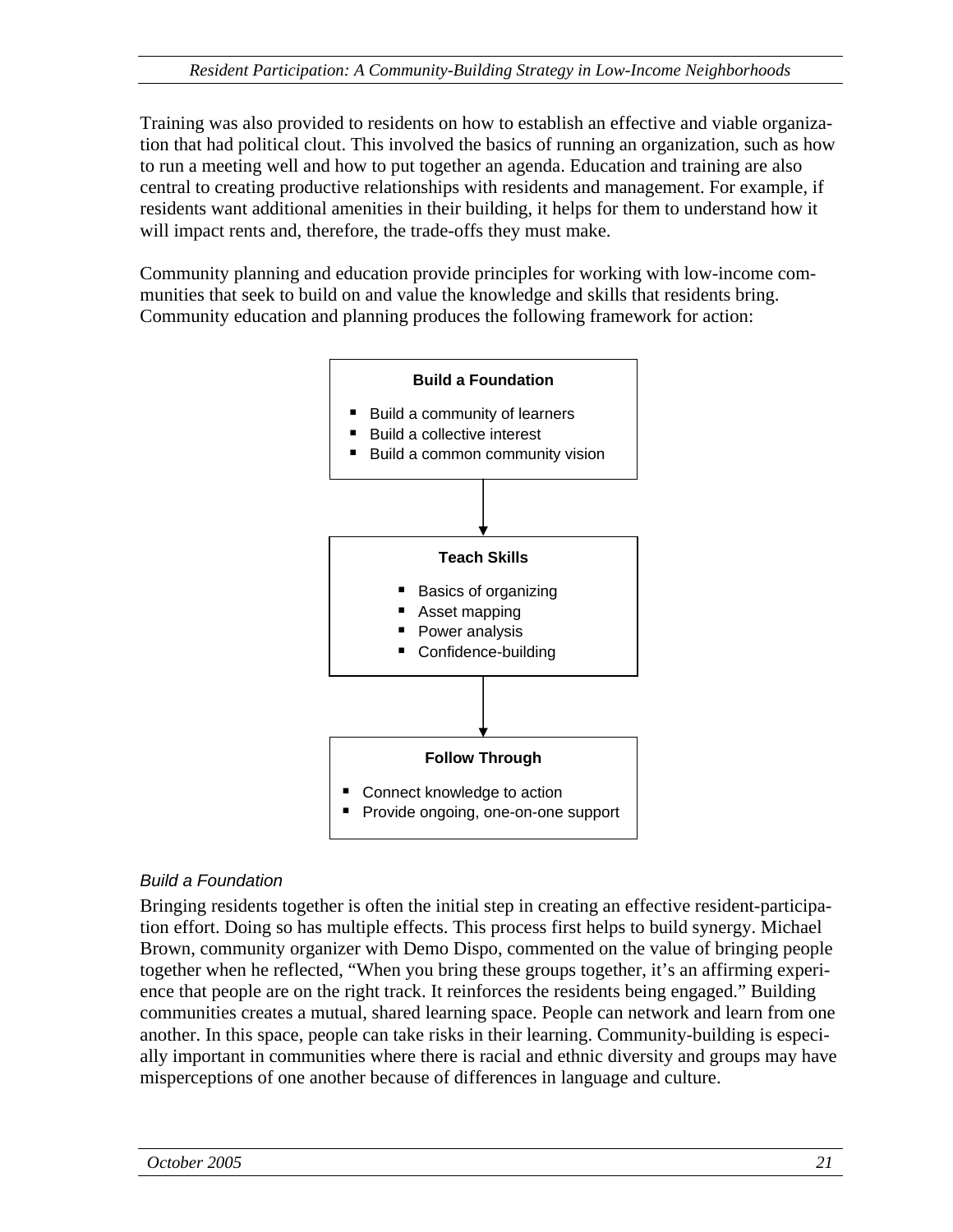Training was also provided to residents on how to establish an effective and viable organization that had political clout. This involved the basics of running an organization, such as how to run a meeting well and how to put together an agenda. Education and training are also central to creating productive relationships with residents and management. For example, if residents want additional amenities in their building, it helps for them to understand how it will impact rents and, therefore, the trade-offs they must make.

Community planning and education provide principles for working with low-income communities that seek to build on and value the knowledge and skills that residents bring. Community education and planning produces the following framework for action:

**Build a Foundation**

- Build a community of learners
- Build a collective interest
- Build a common community vision

↓

**Teach Skills**

- Basics of organizing
- Asset mapping
- Power analysis
- Confidence-building

↓

**Follow Through**

- Connect knowledge to action
- Provide ongoing, one-on-one support

### *Build a Foundation*

Bringing residents together is often the initial step in creating an effective resident-participation effort. Doing so has multiple effects. This process first helps to build synergy. Michael Brown, community organizer with Demo Dispo, commented on the value of bringing people together when he reflected, "When you bring these groups together, it's an affirming experience that people are on the right track. It reinforces the residents being engaged." Building communities creates a mutual, shared learning space. People can network and learn from one another. In this space, people can take risks in their learning. Community-building is especially important in communities where there is racial and ethnic diversity and groups may have misperceptions of one another because of differences in language and culture.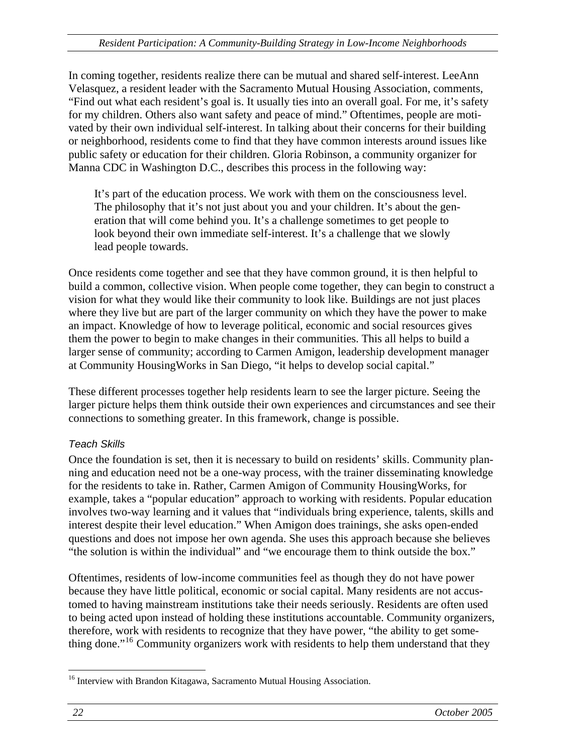In coming together, residents realize there can be mutual and shared self-interest. LeeAnn Velasquez, a resident leader with the Sacramento Mutual Housing Association, comments, "Find out what each resident's goal is. It usually ties into an overall goal. For me, it's safety for my children. Others also want safety and peace of mind." Oftentimes, people are motivated by their own individual self-interest. In talking about their concerns for their building or neighborhood, residents come to find that they have common interests around issues like public safety or education for their children. Gloria Robinson, a community organizer for Manna CDC in Washington D.C., describes this process in the following way:

> It's part of the education process. We work with them on the consciousness level. The philosophy that it's not just about you and your children. It's about the generation that will come behind you. It's a challenge sometimes to get people to look beyond their own immediate self-interest. It's a challenge that we slowly lead people towards.

Once residents come together and see that they have common ground, it is then helpful to build a common, collective vision. When people come together, they can begin to construct a vision for what they would like their community to look like. Buildings are not just places where they live but are part of the larger community on which they have the power to make an impact. Knowledge of how to leverage political, economic and social resources gives them the power to begin to make changes in their communities. This all helps to build a larger sense of community; according to Carmen Amigon, leadership development manager at Community HousingWorks in San Diego, "it helps to develop social capital."

These different processes together help residents learn to see the larger picture. Seeing the larger picture helps them think outside their own experiences and circumstances and see their connections to something greater. In this framework, change is possible.

### *Teach Skills*

Once the foundation is set, then it is necessary to build on residents' skills. Community planning and education need not be a one-way process, with the trainer disseminating knowledge for the residents to take in. Rather, Carmen Amigon of Community HousingWorks, for example, takes a "popular education" approach to working with residents. Popular education involves two-way learning and it values that "individuals bring experience, talents, skills and interest despite their level education." When Amigon does trainings, she asks open-ended questions and does not impose her own agenda. She uses this approach because she believes "the solution is within the individual" and "we encourage them to think outside the box."

Oftentimes, residents of low-income communities feel as though they do not have power because they have little political, economic or social capital. Many residents are not accustomed to having mainstream institutions take their needs seriously. Residents are often used to being acted upon instead of holding these institutions accountable. Community organizers, therefore, work with residents to recognize that they have power, "the ability to get something done."[16] Community organizers work with residents to help them understand that they

---

[16] Interview with Brandon Kitagawa, Sacramento Mutual Housing Association.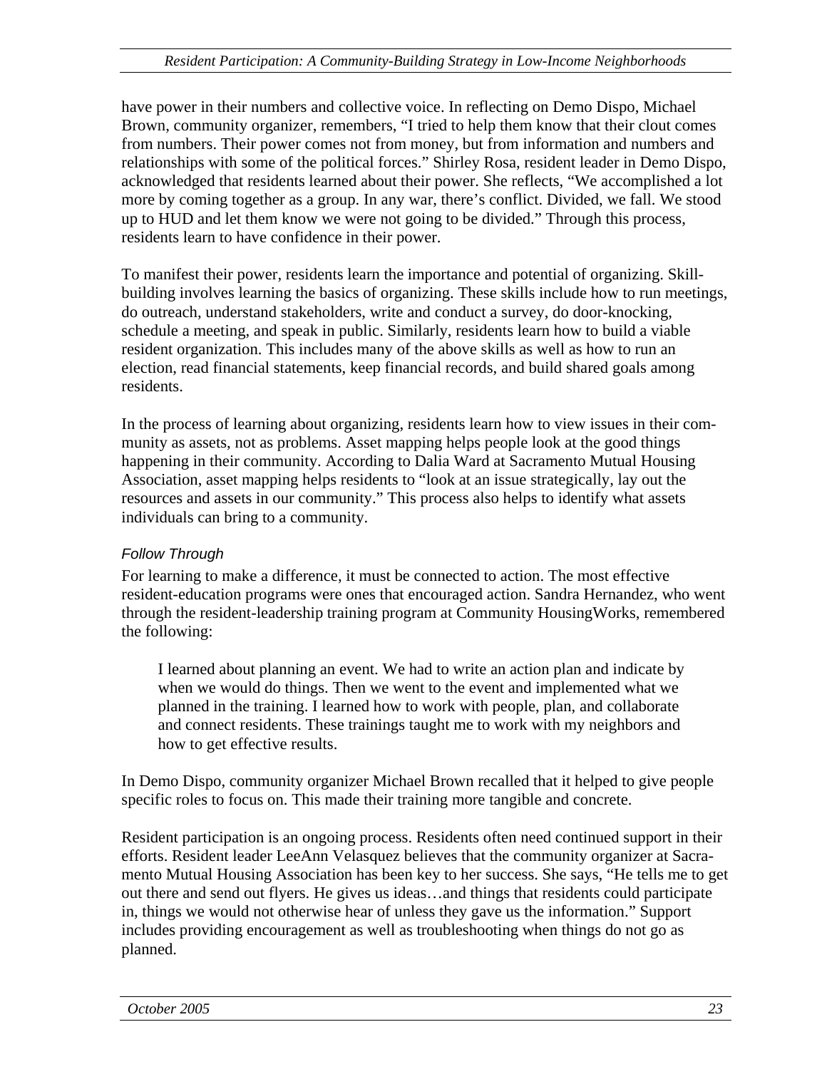have power in their numbers and collective voice. In reflecting on Demo Dispo, Michael Brown, community organizer, remembers, "I tried to help them know that their clout comes from numbers. Their power comes not from money, but from information and numbers and relationships with some of the political forces." Shirley Rosa, resident leader in Demo Dispo, acknowledged that residents learned about their power. She reflects, "We accomplished a lot more by coming together as a group. In any war, there's conflict. Divided, we fall. We stood up to HUD and let them know we were not going to be divided." Through this process, residents learn to have confidence in their power.

To manifest their power, residents learn the importance and potential of organizing. Skill-building involves learning the basics of organizing. These skills include how to run meetings, do outreach, understand stakeholders, write and conduct a survey, do door-knocking, schedule a meeting, and speak in public. Similarly, residents learn how to build a viable resident organization. This includes many of the above skills as well as how to run an election, read financial statements, keep financial records, and build shared goals among residents.

In the process of learning about organizing, residents learn how to view issues in their community as assets, not as problems. Asset mapping helps people look at the good things happening in their community. According to Dalia Ward at Sacramento Mutual Housing Association, asset mapping helps residents to "look at an issue strategically, lay out the resources and assets in our community." This process also helps to identify what assets individuals can bring to a community.

#### *Follow Through*

For learning to make a difference, it must be connected to action. The most effective resident-education programs were ones that encouraged action. Sandra Hernandez, who went through the resident-leadership training program at Community HousingWorks, remembered the following:

> I learned about planning an event. We had to write an action plan and indicate by when we would do things. Then we went to the event and implemented what we planned in the training. I learned how to work with people, plan, and collaborate and connect residents. These trainings taught me to work with my neighbors and how to get effective results.

In Demo Dispo, community organizer Michael Brown recalled that it helped to give people specific roles to focus on. This made their training more tangible and concrete.

Resident participation is an ongoing process. Residents often need continued support in their efforts. Resident leader LeeAnn Velasquez believes that the community organizer at Sacramento Mutual Housing Association has been key to her success. She says, "He tells me to get out there and send out flyers. He gives us ideas…and things that residents could participate in, things we would not otherwise hear of unless they gave us the information." Support includes providing encouragement as well as troubleshooting when things do not go as planned.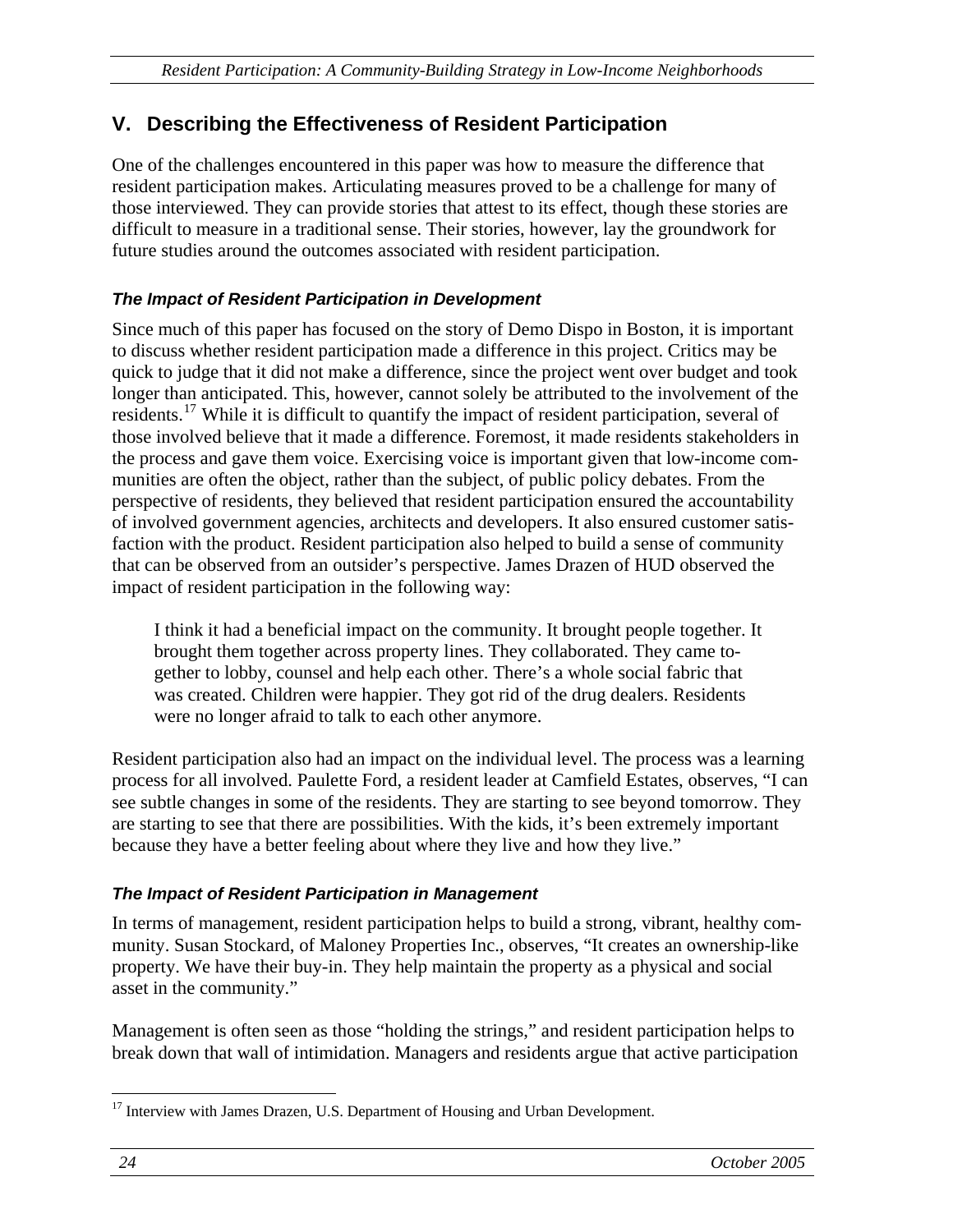## V. Describing the Effectiveness of Resident Participation

One of the challenges encountered in this paper was how to measure the difference that resident participation makes. Articulating measures proved to be a challenge for many of those interviewed. They can provide stories that attest to its effect, though these stories are difficult to measure in a traditional sense. Their stories, however, lay the groundwork for future studies around the outcomes associated with resident participation.

### *The Impact of Resident Participation in Development*

Since much of this paper has focused on the story of Demo Dispo in Boston, it is important to discuss whether resident participation made a difference in this project. Critics may be quick to judge that it did not make a difference, since the project went over budget and took longer than anticipated. This, however, cannot solely be attributed to the involvement of the residents.[17] While it is difficult to quantify the impact of resident participation, several of those involved believe that it made a difference. Foremost, it made residents stakeholders in the process and gave them voice. Exercising voice is important given that low-income communities are often the object, rather than the subject, of public policy debates. From the perspective of residents, they believed that resident participation ensured the accountability of involved government agencies, architects and developers. It also ensured customer satisfaction with the product. Resident participation also helped to build a sense of community that can be observed from an outsider's perspective. James Drazen of HUD observed the impact of resident participation in the following way:

> I think it had a beneficial impact on the community. It brought people together. It brought them together across property lines. They collaborated. They came together to lobby, counsel and help each other. There's a whole social fabric that was created. Children were happier. They got rid of the drug dealers. Residents were no longer afraid to talk to each other anymore.

Resident participation also had an impact on the individual level. The process was a learning process for all involved. Paulette Ford, a resident leader at Camfield Estates, observes, "I can see subtle changes in some of the residents. They are starting to see beyond tomorrow. They are starting to see that there are possibilities. With the kids, it's been extremely important because they have a better feeling about where they live and how they live."

### *The Impact of Resident Participation in Management*

In terms of management, resident participation helps to build a strong, vibrant, healthy community. Susan Stockard, of Maloney Properties Inc., observes, "It creates an ownership-like property. We have their buy-in. They help maintain the property as a physical and social asset in the community."

Management is often seen as those "holding the strings," and resident participation helps to break down that wall of intimidation. Managers and residents argue that active participation

---

[17] Interview with James Drazen, U.S. Department of Housing and Urban Development.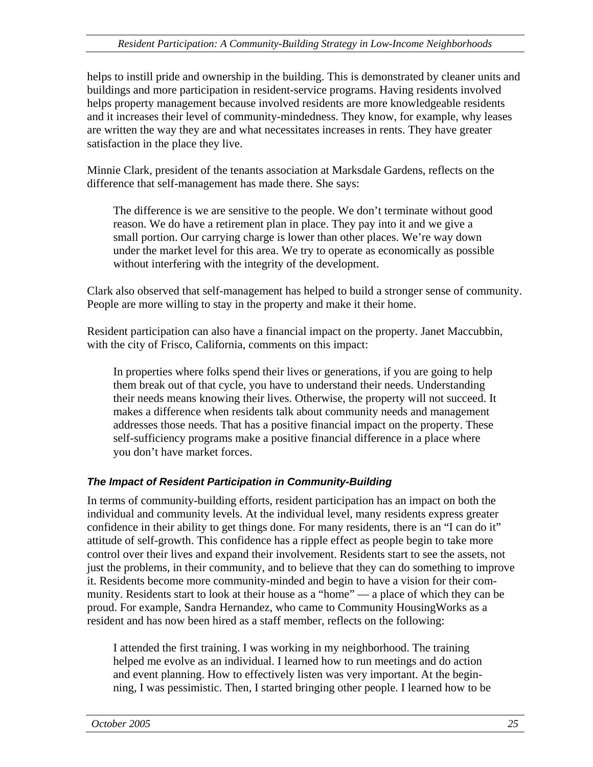helps to instill pride and ownership in the building. This is demonstrated by cleaner units and buildings and more participation in resident-service programs. Having residents involved helps property management because involved residents are more knowledgeable residents and it increases their level of community-mindedness. They know, for example, why leases are written the way they are and what necessitates increases in rents. They have greater satisfaction in the place they live.

Minnie Clark, president of the tenants association at Marksdale Gardens, reflects on the difference that self-management has made there. She says:

> The difference is we are sensitive to the people. We don't terminate without good reason. We do have a retirement plan in place. They pay into it and we give a small portion. Our carrying charge is lower than other places. We're way down under the market level for this area. We try to operate as economically as possible without interfering with the integrity of the development.

Clark also observed that self-management has helped to build a stronger sense of community. People are more willing to stay in the property and make it their home.

Resident participation can also have a financial impact on the property. Janet Maccubbin, with the city of Frisco, California, comments on this impact:

> In properties where folks spend their lives or generations, if you are going to help them break out of that cycle, you have to understand their needs. Understanding their needs means knowing their lives. Otherwise, the property will not succeed. It makes a difference when residents talk about community needs and management addresses those needs. That has a positive financial impact on the property. These self-sufficiency programs make a positive financial difference in a place where you don't have market forces.

### *The Impact of Resident Participation in Community-Building*

In terms of community-building efforts, resident participation has an impact on both the individual and community levels. At the individual level, many residents express greater confidence in their ability to get things done. For many residents, there is an "I can do it" attitude of self-growth. This confidence has a ripple effect as people begin to take more control over their lives and expand their involvement. Residents start to see the assets, not just the problems, in their community, and to believe that they can do something to improve it. Residents become more community-minded and begin to have a vision for their community. Residents start to look at their house as a "home" — a place of which they can be proud. For example, Sandra Hernandez, who came to Community HousingWorks as a resident and has now been hired as a staff member, reflects on the following:

> I attended the first training. I was working in my neighborhood. The training helped me evolve as an individual. I learned how to run meetings and do action and event planning. How to effectively listen was very important. At the beginning, I was pessimistic. Then, I started bringing other people. I learned how to be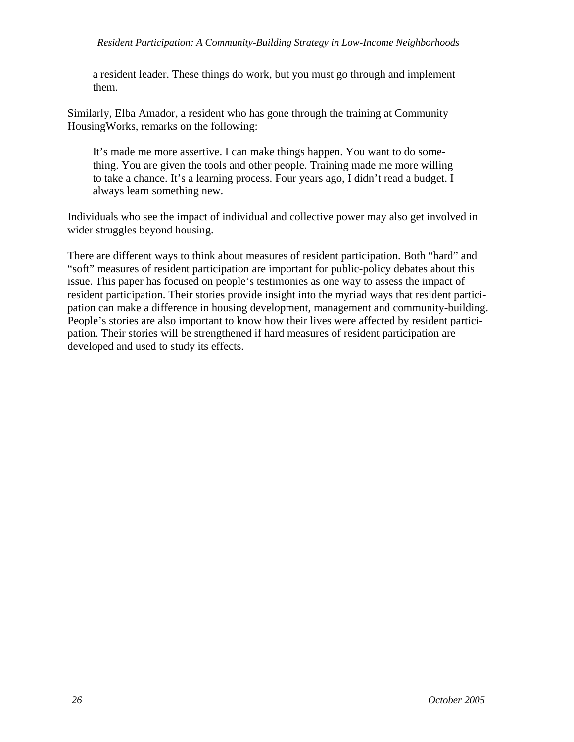> a resident leader. These things do work, but you must go through and implement them.

Similarly, Elba Amador, a resident who has gone through the training at Community HousingWorks, remarks on the following:

> It's made me more assertive. I can make things happen. You want to do something. You are given the tools and other people. Training made me more willing to take a chance. It's a learning process. Four years ago, I didn't read a budget. I always learn something new.

Individuals who see the impact of individual and collective power may also get involved in wider struggles beyond housing.

There are different ways to think about measures of resident participation. Both "hard" and "soft" measures of resident participation are important for public-policy debates about this issue. This paper has focused on people's testimonies as one way to assess the impact of resident participation. Their stories provide insight into the myriad ways that resident participation can make a difference in housing development, management and community-building. People's stories are also important to know how their lives were affected by resident participation. Their stories will be strengthened if hard measures of resident participation are developed and used to study its effects.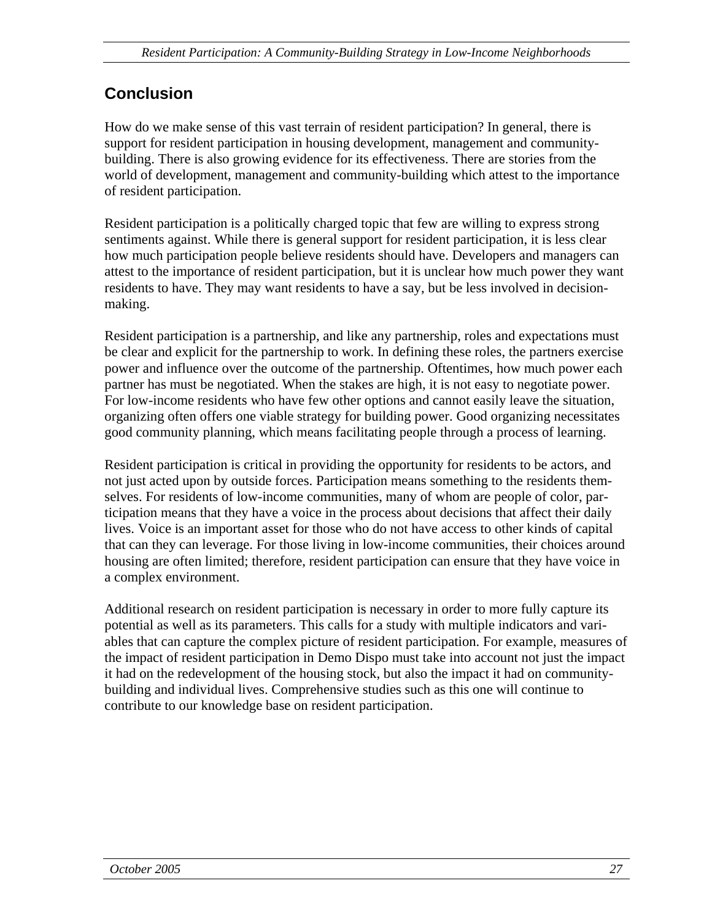## Conclusion

How do we make sense of this vast terrain of resident participation? In general, there is support for resident participation in housing development, management and community-building. There is also growing evidence for its effectiveness. There are stories from the world of development, management and community-building which attest to the importance of resident participation.

Resident participation is a politically charged topic that few are willing to express strong sentiments against. While there is general support for resident participation, it is less clear how much participation people believe residents should have. Developers and managers can attest to the importance of resident participation, but it is unclear how much power they want residents to have. They may want residents to have a say, but be less involved in decision-making.

Resident participation is a partnership, and like any partnership, roles and expectations must be clear and explicit for the partnership to work. In defining these roles, the partners exercise power and influence over the outcome of the partnership. Oftentimes, how much power each partner has must be negotiated. When the stakes are high, it is not easy to negotiate power. For low-income residents who have few other options and cannot easily leave the situation, organizing often offers one viable strategy for building power. Good organizing necessitates good community planning, which means facilitating people through a process of learning.

Resident participation is critical in providing the opportunity for residents to be actors, and not just acted upon by outside forces. Participation means something to the residents themselves. For residents of low-income communities, many of whom are people of color, participation means that they have a voice in the process about decisions that affect their daily lives. Voice is an important asset for those who do not have access to other kinds of capital that can they can leverage. For those living in low-income communities, their choices around housing are often limited; therefore, resident participation can ensure that they have voice in a complex environment.

Additional research on resident participation is necessary in order to more fully capture its potential as well as its parameters. This calls for a study with multiple indicators and variables that can capture the complex picture of resident participation. For example, measures of the impact of resident participation in Demo Dispo must take into account not just the impact it had on the redevelopment of the housing stock, but also the impact it had on community-building and individual lives. Comprehensive studies such as this one will continue to contribute to our knowledge base on resident participation.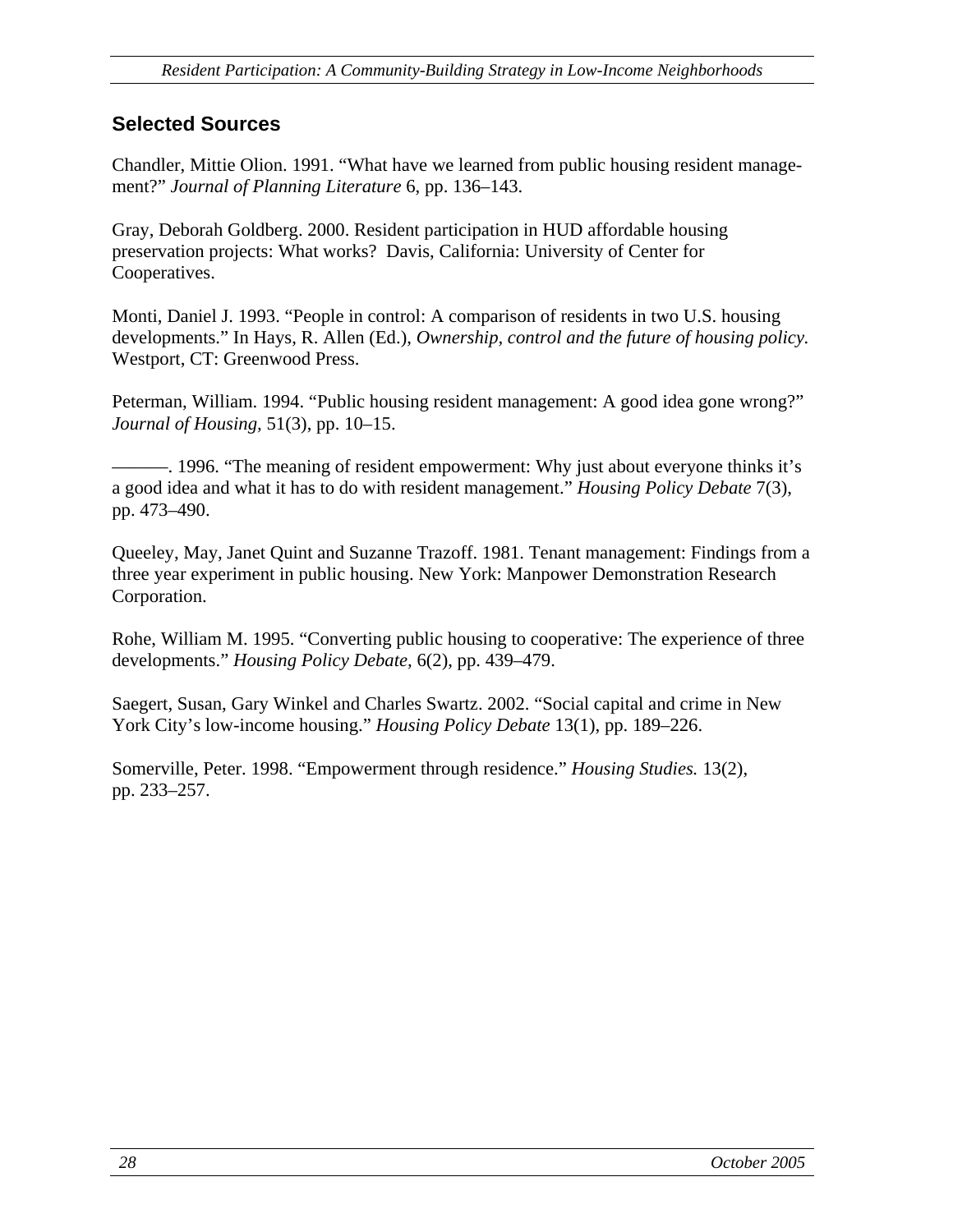## Selected Sources

Chandler, Mittie Olion. 1991. "What have we learned from public housing resident management?" *Journal of Planning Literature* 6, pp. 136–143.

Gray, Deborah Goldberg. 2000. Resident participation in HUD affordable housing preservation projects: What works? Davis, California: University of Center for Cooperatives.

Monti, Daniel J. 1993. "People in control: A comparison of residents in two U.S. housing developments." In Hays, R. Allen (Ed.), *Ownership, control and the future of housing policy.* Westport, CT: Greenwood Press.

Peterman, William. 1994. "Public housing resident management: A good idea gone wrong?" *Journal of Housing,* 51(3), pp. 10–15.

———. 1996. "The meaning of resident empowerment: Why just about everyone thinks it's a good idea and what it has to do with resident management." *Housing Policy Debate* 7(3), pp. 473–490.

Queeley, May, Janet Quint and Suzanne Trazoff. 1981. Tenant management: Findings from a three year experiment in public housing. New York: Manpower Demonstration Research Corporation.

Rohe, William M. 1995. "Converting public housing to cooperative: The experience of three developments." *Housing Policy Debate,* 6(2), pp. 439–479.

Saegert, Susan, Gary Winkel and Charles Swartz. 2002. "Social capital and crime in New York City's low-income housing." *Housing Policy Debate* 13(1), pp. 189–226.

Somerville, Peter. 1998. "Empowerment through residence." *Housing Studies.* 13(2), pp. 233–257.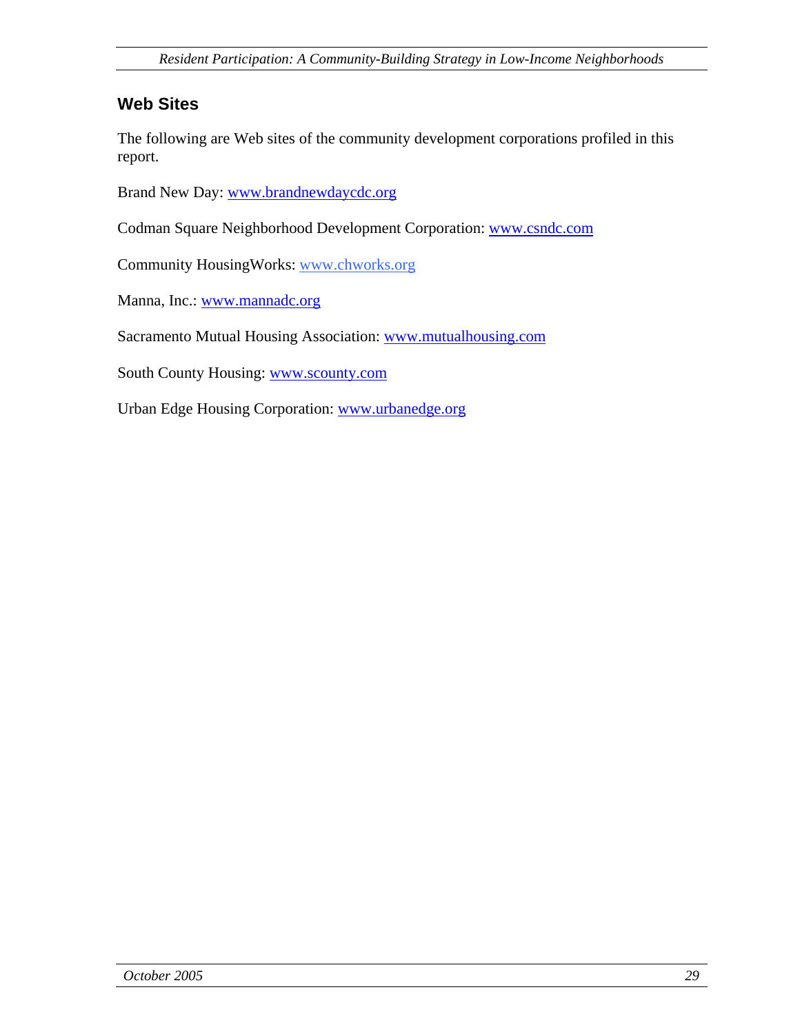## Web Sites

The following are Web sites of the community development corporations profiled in this report.

Brand New Day: www.brandnewdaycdc.org

Codman Square Neighborhood Development Corporation: www.csndc.com

Community HousingWorks: www.chworks.org

Manna, Inc.: www.mannadc.org

Sacramento Mutual Housing Association: www.mutualhousing.com

South County Housing: www.scounty.com

Urban Edge Housing Corporation: www.urbanedge.org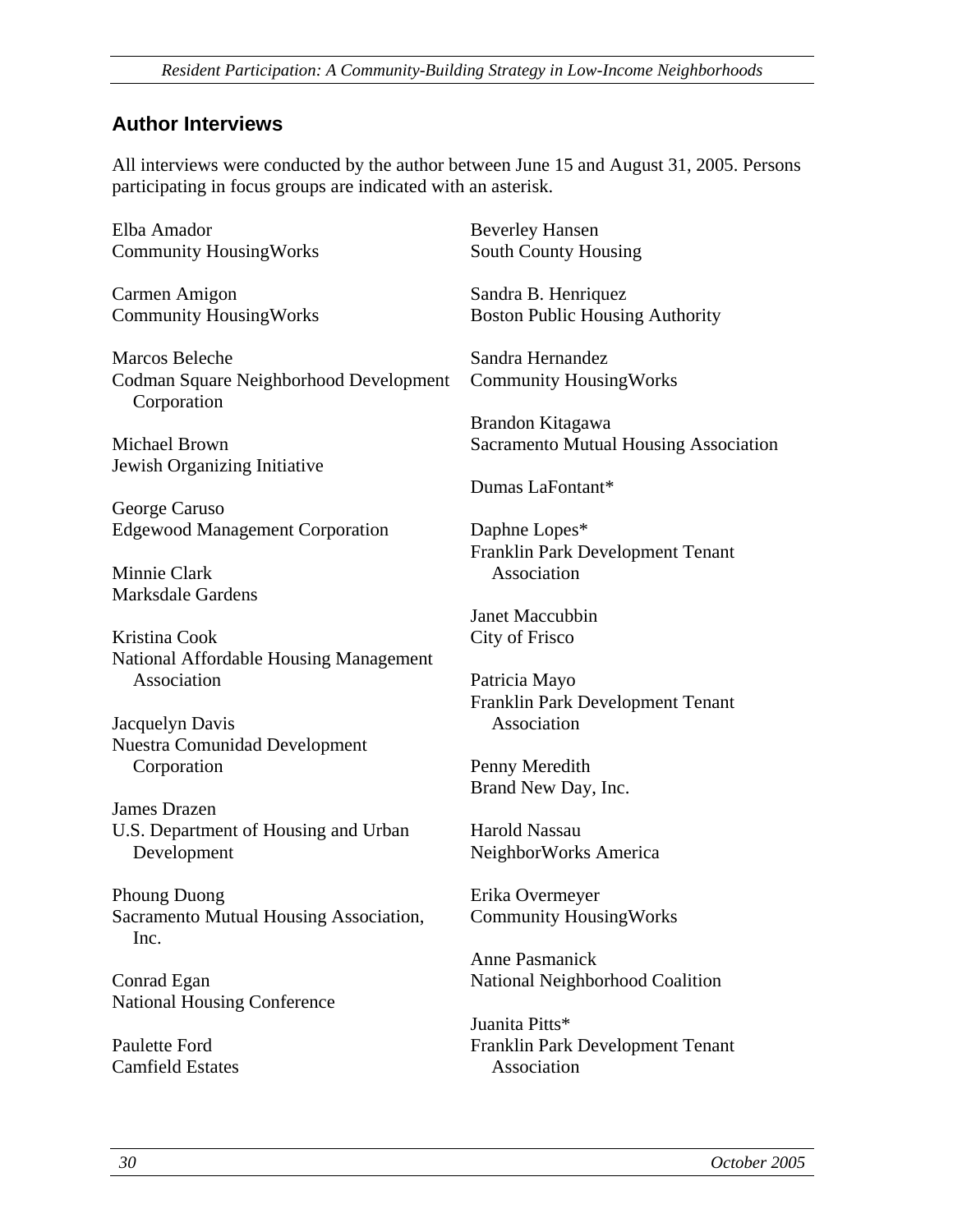## Author Interviews

All interviews were conducted by the author between June 15 and August 31, 2005. Persons participating in focus groups are indicated with an asterisk.

Elba Amador
Community HousingWorks

Carmen Amigon
Community HousingWorks

Marcos Beleche
Codman Square Neighborhood Development Corporation

Michael Brown
Jewish Organizing Initiative

George Caruso
Edgewood Management Corporation

Minnie Clark
Marksdale Gardens

Kristina Cook
National Affordable Housing Management Association

Jacquelyn Davis
Nuestra Comunidad Development Corporation

James Drazen
U.S. Department of Housing and Urban Development

Phoung Duong
Sacramento Mutual Housing Association, Inc.

Conrad Egan
National Housing Conference

Paulette Ford
Camfield Estates

Beverley Hansen
South County Housing

Sandra B. Henriquez
Boston Public Housing Authority

Sandra Hernandez
Community HousingWorks

Brandon Kitagawa
Sacramento Mutual Housing Association

Dumas LaFontant*

Daphne Lopes*
Franklin Park Development Tenant Association

Janet Maccubbin
City of Frisco

Patricia Mayo
Franklin Park Development Tenant Association

Penny Meredith
Brand New Day, Inc.

Harold Nassau
NeighborWorks America

Erika Overmeyer
Community HousingWorks

Anne Pasmanick
National Neighborhood Coalition

Juanita Pitts*
Franklin Park Development Tenant Association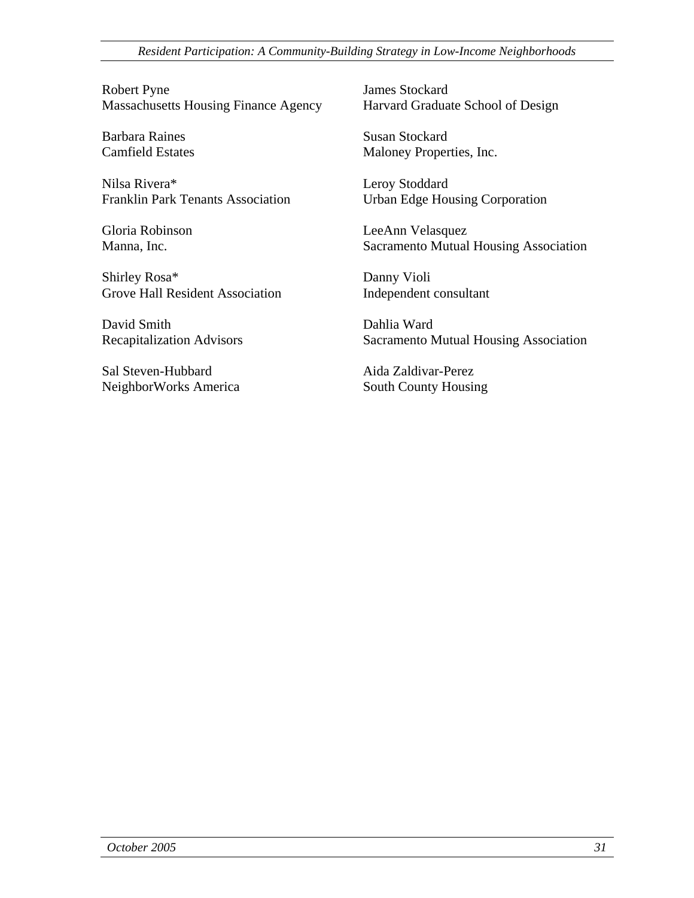Robert Pyne
Massachusetts Housing Finance Agency

Barbara Raines
Camfield Estates

Nilsa Rivera*
Franklin Park Tenants Association

Gloria Robinson
Manna, Inc.

Shirley Rosa*
Grove Hall Resident Association

David Smith
Recapitalization Advisors

Sal Steven-Hubbard
NeighborWorks America

James Stockard
Harvard Graduate School of Design

Susan Stockard
Maloney Properties, Inc.

Leroy Stoddard
Urban Edge Housing Corporation

LeeAnn Velasquez
Sacramento Mutual Housing Association

Danny Violi
Independent consultant

Dahlia Ward
Sacramento Mutual Housing Association

Aida Zaldivar-Perez
South County Housing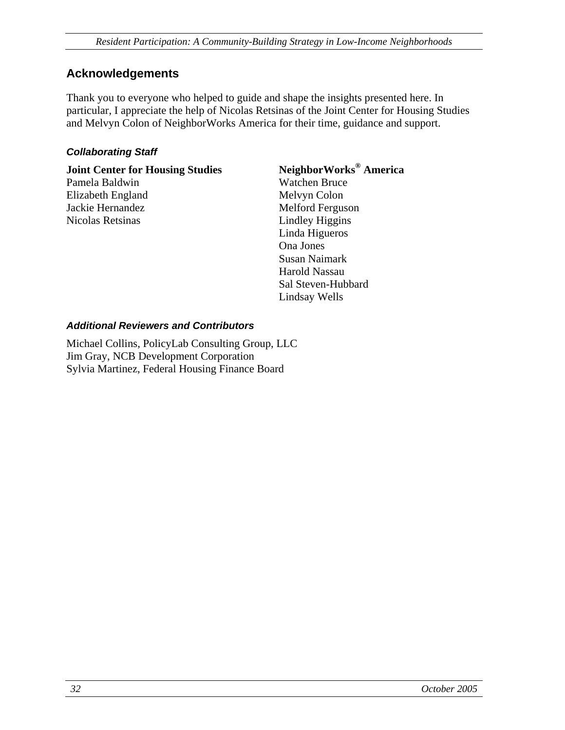## Acknowledgements

Thank you to everyone who helped to guide and shape the insights presented here. In particular, I appreciate the help of Nicolas Retsinas of the Joint Center for Housing Studies and Melvyn Colon of NeighborWorks America for their time, guidance and support.

### *Collaborating Staff*

**Joint Center for Housing Studies**

Pamela Baldwin
Elizabeth England
Jackie Hernandez
Nicolas Retsinas

**NeighborWorks® America**

Watchen Bruce
Melvyn Colon
Melford Ferguson
Lindley Higgins
Linda Higueros
Ona Jones
Susan Naimark
Harold Nassau
Sal Steven-Hubbard
Lindsay Wells

### *Additional Reviewers and Contributors*

Michael Collins, PolicyLab Consulting Group, LLC
Jim Gray, NCB Development Corporation
Sylvia Martinez, Federal Housing Finance Board